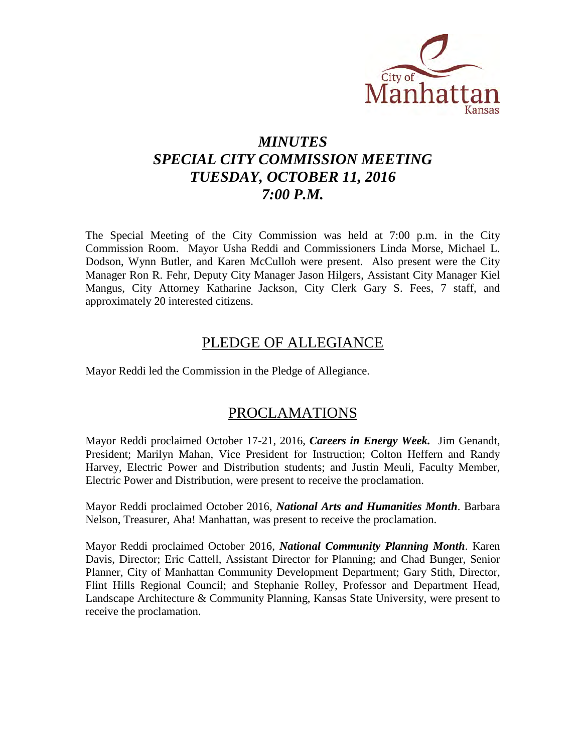City of Manhattan Kansas

# *MINUTES*
# *SPECIAL CITY COMMISSION MEETING*
# *TUESDAY, OCTOBER 11, 2016*
# *7:00 P.M.*

The Special Meeting of the City Commission was held at 7:00 p.m. in the City Commission Room. Mayor Usha Reddi and Commissioners Linda Morse, Michael L. Dodson, Wynn Butler, and Karen McCulloh were present. Also present were the City Manager Ron R. Fehr, Deputy City Manager Jason Hilgers, Assistant City Manager Kiel Mangus, City Attorney Katharine Jackson, City Clerk Gary S. Fees, 7 staff, and approximately 20 interested citizens.

## PLEDGE OF ALLEGIANCE

Mayor Reddi led the Commission in the Pledge of Allegiance.

## PROCLAMATIONS

Mayor Reddi proclaimed October 17-21, 2016, ***Careers in Energy Week.*** Jim Genandt, President; Marilyn Mahan, Vice President for Instruction; Colton Heffern and Randy Harvey, Electric Power and Distribution students; and Justin Meuli, Faculty Member, Electric Power and Distribution, were present to receive the proclamation.

Mayor Reddi proclaimed October 2016, ***National Arts and Humanities Month***. Barbara Nelson, Treasurer, Aha! Manhattan, was present to receive the proclamation.

Mayor Reddi proclaimed October 2016, ***National Community Planning Month***. Karen Davis, Director; Eric Cattell, Assistant Director for Planning; and Chad Bunger, Senior Planner, City of Manhattan Community Development Department; Gary Stith, Director, Flint Hills Regional Council; and Stephanie Rolley, Professor and Department Head, Landscape Architecture & Community Planning, Kansas State University, were present to receive the proclamation.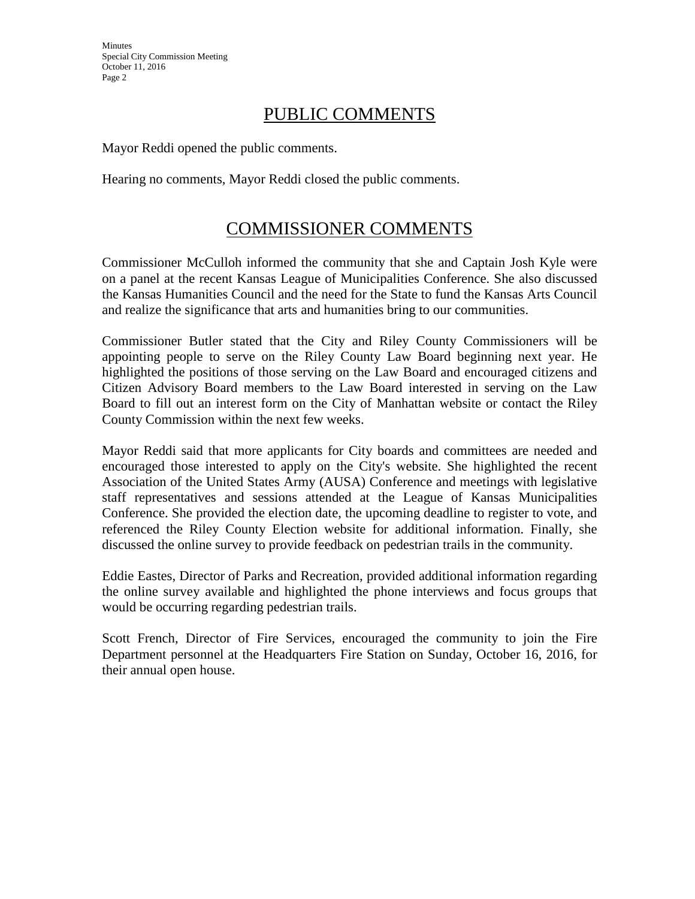## PUBLIC COMMENTS

Mayor Reddi opened the public comments.

Hearing no comments, Mayor Reddi closed the public comments.

## COMMISSIONER COMMENTS

Commissioner McCulloh informed the community that she and Captain Josh Kyle were on a panel at the recent Kansas League of Municipalities Conference. She also discussed the Kansas Humanities Council and the need for the State to fund the Kansas Arts Council and realize the significance that arts and humanities bring to our communities.

Commissioner Butler stated that the City and Riley County Commissioners will be appointing people to serve on the Riley County Law Board beginning next year. He highlighted the positions of those serving on the Law Board and encouraged citizens and Citizen Advisory Board members to the Law Board interested in serving on the Law Board to fill out an interest form on the City of Manhattan website or contact the Riley County Commission within the next few weeks.

Mayor Reddi said that more applicants for City boards and committees are needed and encouraged those interested to apply on the City's website. She highlighted the recent Association of the United States Army (AUSA) Conference and meetings with legislative staff representatives and sessions attended at the League of Kansas Municipalities Conference. She provided the election date, the upcoming deadline to register to vote, and referenced the Riley County Election website for additional information. Finally, she discussed the online survey to provide feedback on pedestrian trails in the community.

Eddie Eastes, Director of Parks and Recreation, provided additional information regarding the online survey available and highlighted the phone interviews and focus groups that would be occurring regarding pedestrian trails.

Scott French, Director of Fire Services, encouraged the community to join the Fire Department personnel at the Headquarters Fire Station on Sunday, October 16, 2016, for their annual open house.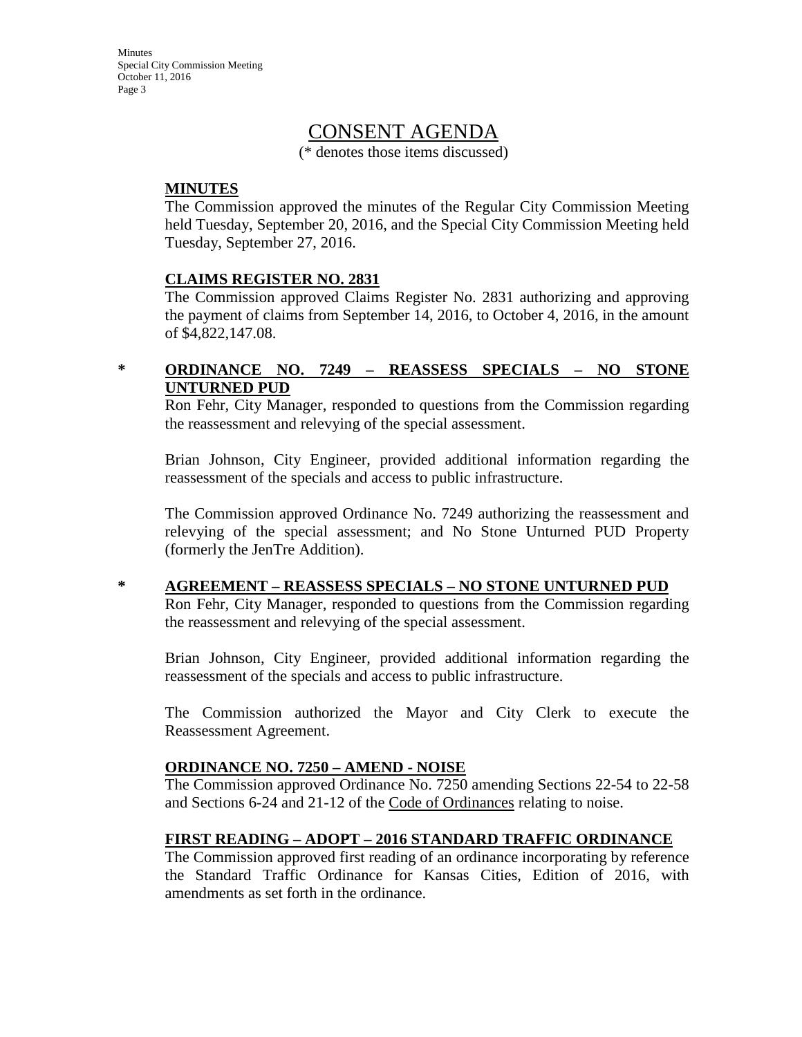# CONSENT AGENDA

(* denotes those items discussed)

**MINUTES**

The Commission approved the minutes of the Regular City Commission Meeting held Tuesday, September 20, 2016, and the Special City Commission Meeting held Tuesday, September 27, 2016.

**CLAIMS REGISTER NO. 2831**

The Commission approved Claims Register No. 2831 authorizing and approving the payment of claims from September 14, 2016, to October 4, 2016, in the amount of $4,822,147.08.

\* **ORDINANCE NO. 7249 – REASSESS SPECIALS – NO STONE UNTURNED PUD**

Ron Fehr, City Manager, responded to questions from the Commission regarding the reassessment and relevying of the special assessment.

Brian Johnson, City Engineer, provided additional information regarding the reassessment of the specials and access to public infrastructure.

The Commission approved Ordinance No. 7249 authorizing the reassessment and relevying of the special assessment; and No Stone Unturned PUD Property (formerly the JenTre Addition).

\* **AGREEMENT – REASSESS SPECIALS – NO STONE UNTURNED PUD**

Ron Fehr, City Manager, responded to questions from the Commission regarding the reassessment and relevying of the special assessment.

Brian Johnson, City Engineer, provided additional information regarding the reassessment of the specials and access to public infrastructure.

The Commission authorized the Mayor and City Clerk to execute the Reassessment Agreement.

**ORDINANCE NO. 7250 – AMEND - NOISE**

The Commission approved Ordinance No. 7250 amending Sections 22-54 to 22-58 and Sections 6-24 and 21-12 of the Code of Ordinances relating to noise.

**FIRST READING – ADOPT – 2016 STANDARD TRAFFIC ORDINANCE**

The Commission approved first reading of an ordinance incorporating by reference the Standard Traffic Ordinance for Kansas Cities, Edition of 2016, with amendments as set forth in the ordinance.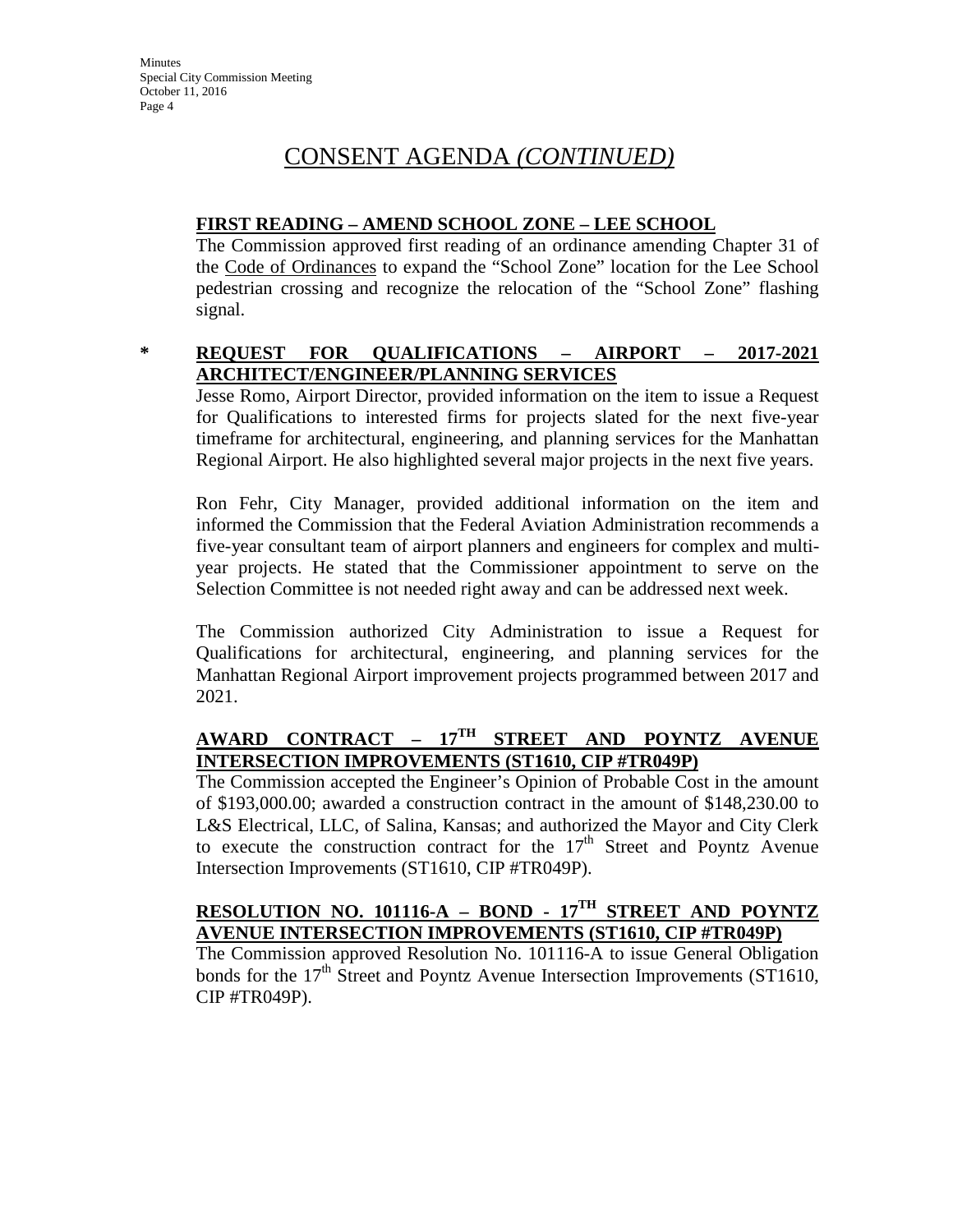# CONSENT AGENDA *(CONTINUED)*

**FIRST READING – AMEND SCHOOL ZONE – LEE SCHOOL**

The Commission approved first reading of an ordinance amending Chapter 31 of the Code of Ordinances to expand the "School Zone" location for the Lee School pedestrian crossing and recognize the relocation of the "School Zone" flashing signal.

\* **REQUEST FOR QUALIFICATIONS – AIRPORT – 2017-2021 ARCHITECT/ENGINEER/PLANNING SERVICES**

Jesse Romo, Airport Director, provided information on the item to issue a Request for Qualifications to interested firms for projects slated for the next five-year timeframe for architectural, engineering, and planning services for the Manhattan Regional Airport. He also highlighted several major projects in the next five years.

Ron Fehr, City Manager, provided additional information on the item and informed the Commission that the Federal Aviation Administration recommends a five-year consultant team of airport planners and engineers for complex and multi-year projects. He stated that the Commissioner appointment to serve on the Selection Committee is not needed right away and can be addressed next week.

The Commission authorized City Administration to issue a Request for Qualifications for architectural, engineering, and planning services for the Manhattan Regional Airport improvement projects programmed between 2017 and 2021.

**AWARD CONTRACT – 17TH STREET AND POYNTZ AVENUE INTERSECTION IMPROVEMENTS (ST1610, CIP #TR049P)**

The Commission accepted the Engineer's Opinion of Probable Cost in the amount of $193,000.00; awarded a construction contract in the amount of $148,230.00 to L&S Electrical, LLC, of Salina, Kansas; and authorized the Mayor and City Clerk to execute the construction contract for the 17th Street and Poyntz Avenue Intersection Improvements (ST1610, CIP #TR049P).

**RESOLUTION NO. 101116-A – BOND - 17TH STREET AND POYNTZ AVENUE INTERSECTION IMPROVEMENTS (ST1610, CIP #TR049P)**

The Commission approved Resolution No. 101116-A to issue General Obligation bonds for the 17th Street and Poyntz Avenue Intersection Improvements (ST1610, CIP #TR049P).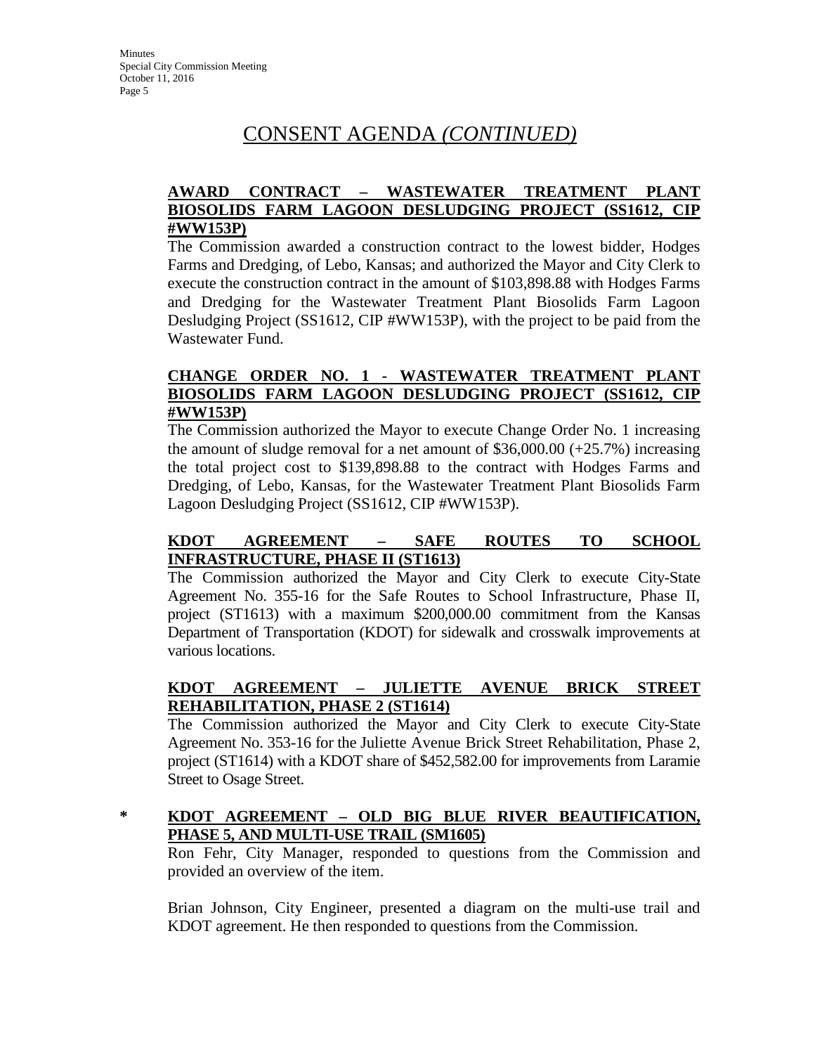# CONSENT AGENDA *(CONTINUED)*

**AWARD CONTRACT – WASTEWATER TREATMENT PLANT BIOSOLIDS FARM LAGOON DESLUDGING PROJECT (SS1612, CIP #WW153P)**

The Commission awarded a construction contract to the lowest bidder, Hodges Farms and Dredging, of Lebo, Kansas; and authorized the Mayor and City Clerk to execute the construction contract in the amount of $103,898.88 with Hodges Farms and Dredging for the Wastewater Treatment Plant Biosolids Farm Lagoon Desludging Project (SS1612, CIP #WW153P), with the project to be paid from the Wastewater Fund.

**CHANGE ORDER NO. 1 - WASTEWATER TREATMENT PLANT BIOSOLIDS FARM LAGOON DESLUDGING PROJECT (SS1612, CIP #WW153P)**

The Commission authorized the Mayor to execute Change Order No. 1 increasing the amount of sludge removal for a net amount of $36,000.00 (+25.7%) increasing the total project cost to $139,898.88 to the contract with Hodges Farms and Dredging, of Lebo, Kansas, for the Wastewater Treatment Plant Biosolids Farm Lagoon Desludging Project (SS1612, CIP #WW153P).

**KDOT AGREEMENT – SAFE ROUTES TO SCHOOL INFRASTRUCTURE, PHASE II (ST1613)**

The Commission authorized the Mayor and City Clerk to execute City-State Agreement No. 355-16 for the Safe Routes to School Infrastructure, Phase II, project (ST1613) with a maximum $200,000.00 commitment from the Kansas Department of Transportation (KDOT) for sidewalk and crosswalk improvements at various locations.

**KDOT AGREEMENT – JULIETTE AVENUE BRICK STREET REHABILITATION, PHASE 2 (ST1614)**

The Commission authorized the Mayor and City Clerk to execute City-State Agreement No. 353-16 for the Juliette Avenue Brick Street Rehabilitation, Phase 2, project (ST1614) with a KDOT share of $452,582.00 for improvements from Laramie Street to Osage Street.

**\* KDOT AGREEMENT – OLD BIG BLUE RIVER BEAUTIFICATION, PHASE 5, AND MULTI-USE TRAIL (SM1605)**

Ron Fehr, City Manager, responded to questions from the Commission and provided an overview of the item.

Brian Johnson, City Engineer, presented a diagram on the multi-use trail and KDOT agreement. He then responded to questions from the Commission.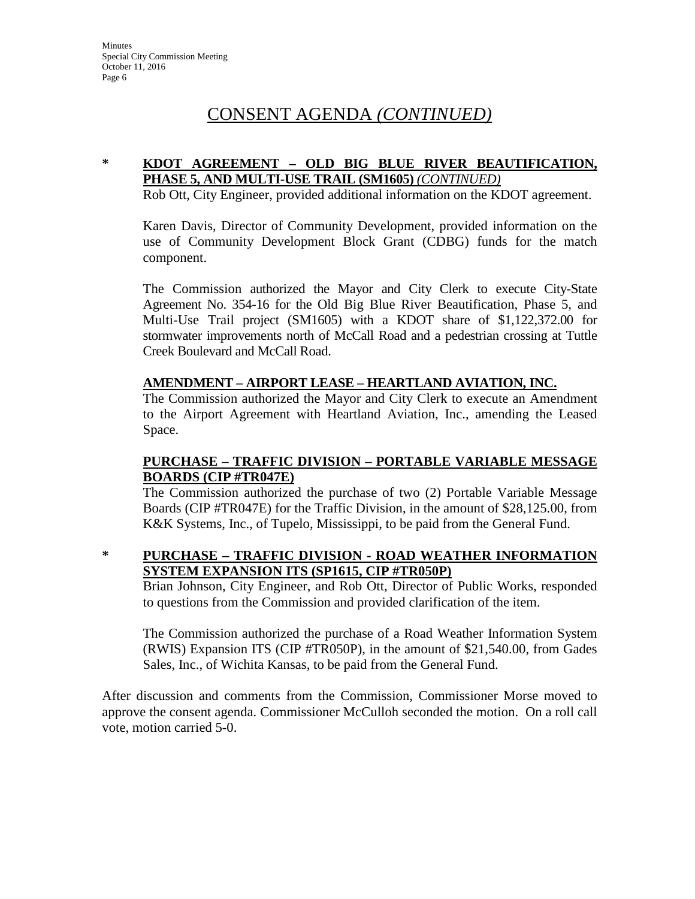# CONSENT AGENDA *(CONTINUED)*

**\* KDOT AGREEMENT – OLD BIG BLUE RIVER BEAUTIFICATION, PHASE 5, AND MULTI-USE TRAIL (SM1605)** ***(CONTINUED)***

Rob Ott, City Engineer, provided additional information on the KDOT agreement.

Karen Davis, Director of Community Development, provided information on the use of Community Development Block Grant (CDBG) funds for the match component.

The Commission authorized the Mayor and City Clerk to execute City-State Agreement No. 354-16 for the Old Big Blue River Beautification, Phase 5, and Multi-Use Trail project (SM1605) with a KDOT share of $1,122,372.00 for stormwater improvements north of McCall Road and a pedestrian crossing at Tuttle Creek Boulevard and McCall Road.

**AMENDMENT – AIRPORT LEASE – HEARTLAND AVIATION, INC.**

The Commission authorized the Mayor and City Clerk to execute an Amendment to the Airport Agreement with Heartland Aviation, Inc., amending the Leased Space.

**PURCHASE – TRAFFIC DIVISION – PORTABLE VARIABLE MESSAGE BOARDS (CIP #TR047E)**

The Commission authorized the purchase of two (2) Portable Variable Message Boards (CIP #TR047E) for the Traffic Division, in the amount of $28,125.00, from K&K Systems, Inc., of Tupelo, Mississippi, to be paid from the General Fund.

**\* PURCHASE – TRAFFIC DIVISION - ROAD WEATHER INFORMATION SYSTEM EXPANSION ITS (SP1615, CIP #TR050P)**

Brian Johnson, City Engineer, and Rob Ott, Director of Public Works, responded to questions from the Commission and provided clarification of the item.

The Commission authorized the purchase of a Road Weather Information System (RWIS) Expansion ITS (CIP #TR050P), in the amount of $21,540.00, from Gades Sales, Inc., of Wichita Kansas, to be paid from the General Fund.

After discussion and comments from the Commission, Commissioner Morse moved to approve the consent agenda. Commissioner McCulloh seconded the motion. On a roll call vote, motion carried 5-0.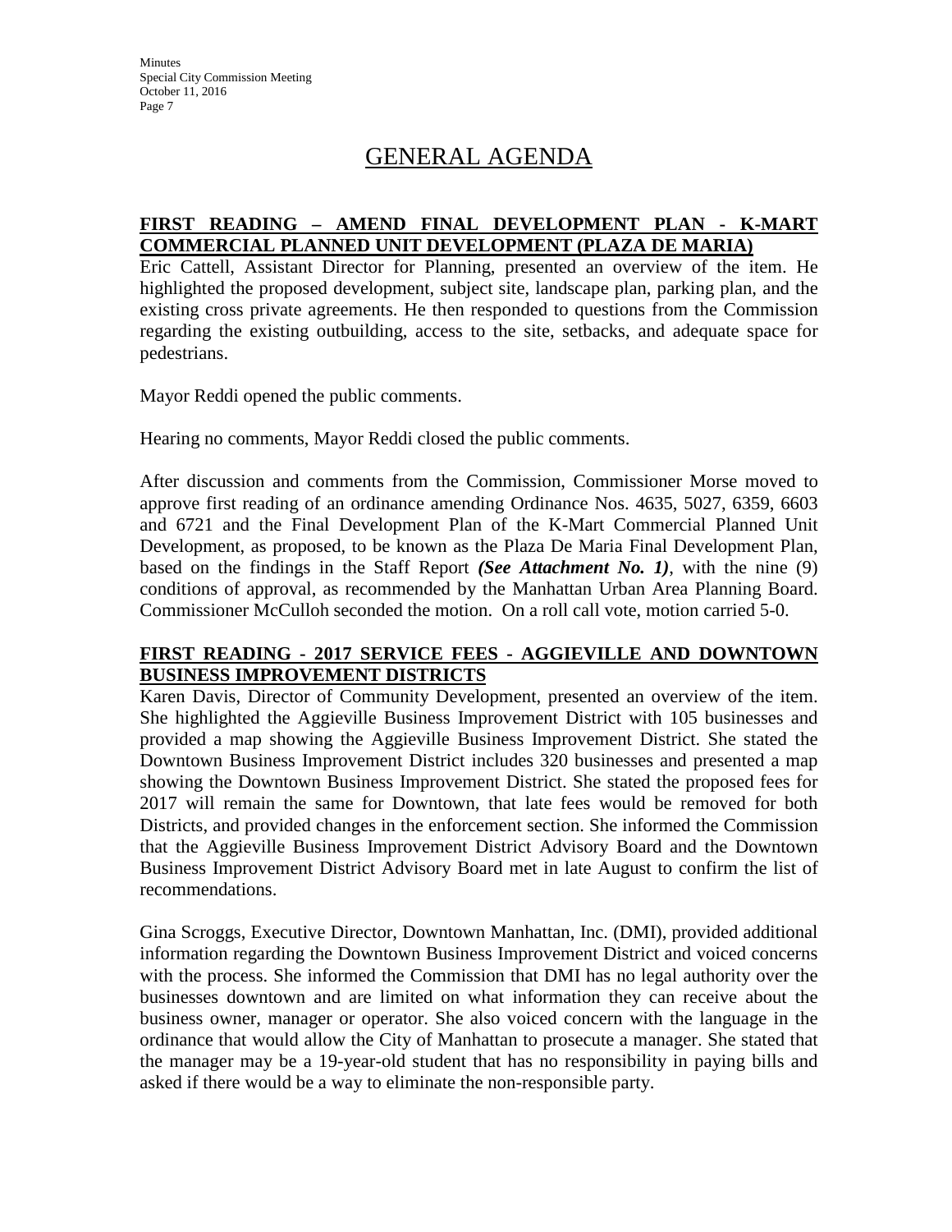# GENERAL AGENDA

**FIRST READING – AMEND FINAL DEVELOPMENT PLAN - K-MART COMMERCIAL PLANNED UNIT DEVELOPMENT (PLAZA DE MARIA)**

Eric Cattell, Assistant Director for Planning, presented an overview of the item. He highlighted the proposed development, subject site, landscape plan, parking plan, and the existing cross private agreements. He then responded to questions from the Commission regarding the existing outbuilding, access to the site, setbacks, and adequate space for pedestrians.

Mayor Reddi opened the public comments.

Hearing no comments, Mayor Reddi closed the public comments.

After discussion and comments from the Commission, Commissioner Morse moved to approve first reading of an ordinance amending Ordinance Nos. 4635, 5027, 6359, 6603 and 6721 and the Final Development Plan of the K-Mart Commercial Planned Unit Development, as proposed, to be known as the Plaza De Maria Final Development Plan, based on the findings in the Staff Report ***(See Attachment No. 1)***, with the nine (9) conditions of approval, as recommended by the Manhattan Urban Area Planning Board. Commissioner McCulloh seconded the motion. On a roll call vote, motion carried 5-0.

**FIRST READING - 2017 SERVICE FEES - AGGIEVILLE AND DOWNTOWN BUSINESS IMPROVEMENT DISTRICTS**

Karen Davis, Director of Community Development, presented an overview of the item. She highlighted the Aggieville Business Improvement District with 105 businesses and provided a map showing the Aggieville Business Improvement District. She stated the Downtown Business Improvement District includes 320 businesses and presented a map showing the Downtown Business Improvement District. She stated the proposed fees for 2017 will remain the same for Downtown, that late fees would be removed for both Districts, and provided changes in the enforcement section. She informed the Commission that the Aggieville Business Improvement District Advisory Board and the Downtown Business Improvement District Advisory Board met in late August to confirm the list of recommendations.

Gina Scroggs, Executive Director, Downtown Manhattan, Inc. (DMI), provided additional information regarding the Downtown Business Improvement District and voiced concerns with the process. She informed the Commission that DMI has no legal authority over the businesses downtown and are limited on what information they can receive about the business owner, manager or operator. She also voiced concern with the language in the ordinance that would allow the City of Manhattan to prosecute a manager. She stated that the manager may be a 19-year-old student that has no responsibility in paying bills and asked if there would be a way to eliminate the non-responsible party.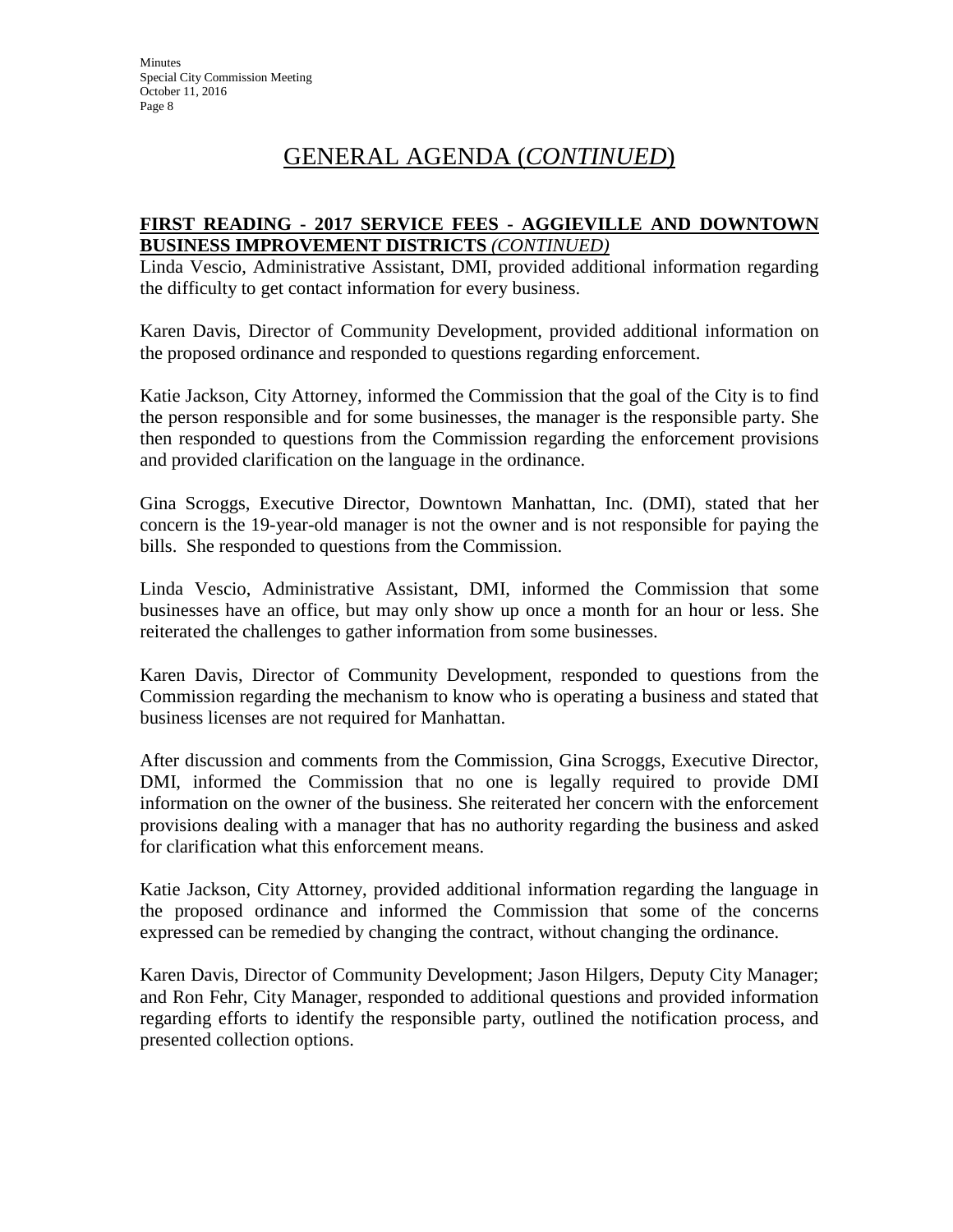## GENERAL AGENDA (*CONTINUED*)

**FIRST READING - 2017 SERVICE FEES - AGGIEVILLE AND DOWNTOWN BUSINESS IMPROVEMENT DISTRICTS** ***(CONTINUED)***

Linda Vescio, Administrative Assistant, DMI, provided additional information regarding the difficulty to get contact information for every business.

Karen Davis, Director of Community Development, provided additional information on the proposed ordinance and responded to questions regarding enforcement.

Katie Jackson, City Attorney, informed the Commission that the goal of the City is to find the person responsible and for some businesses, the manager is the responsible party. She then responded to questions from the Commission regarding the enforcement provisions and provided clarification on the language in the ordinance.

Gina Scroggs, Executive Director, Downtown Manhattan, Inc. (DMI), stated that her concern is the 19-year-old manager is not the owner and is not responsible for paying the bills. She responded to questions from the Commission.

Linda Vescio, Administrative Assistant, DMI, informed the Commission that some businesses have an office, but may only show up once a month for an hour or less. She reiterated the challenges to gather information from some businesses.

Karen Davis, Director of Community Development, responded to questions from the Commission regarding the mechanism to know who is operating a business and stated that business licenses are not required for Manhattan.

After discussion and comments from the Commission, Gina Scroggs, Executive Director, DMI, informed the Commission that no one is legally required to provide DMI information on the owner of the business. She reiterated her concern with the enforcement provisions dealing with a manager that has no authority regarding the business and asked for clarification what this enforcement means.

Katie Jackson, City Attorney, provided additional information regarding the language in the proposed ordinance and informed the Commission that some of the concerns expressed can be remedied by changing the contract, without changing the ordinance.

Karen Davis, Director of Community Development; Jason Hilgers, Deputy City Manager; and Ron Fehr, City Manager, responded to additional questions and provided information regarding efforts to identify the responsible party, outlined the notification process, and presented collection options.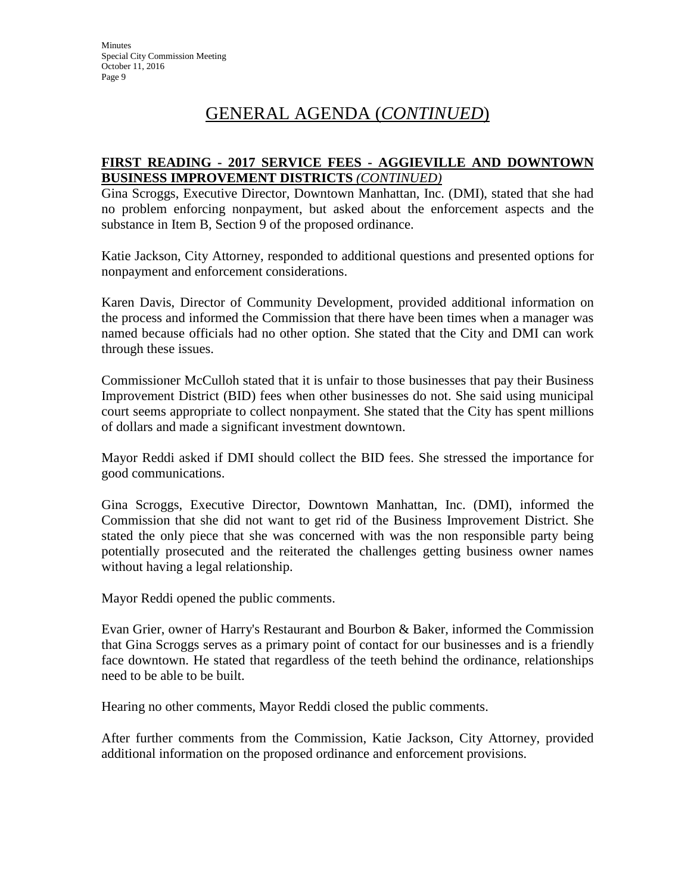# GENERAL AGENDA (*CONTINUED*)

**FIRST READING - 2017 SERVICE FEES - AGGIEVILLE AND DOWNTOWN BUSINESS IMPROVEMENT DISTRICTS** ***(CONTINUED)***

Gina Scroggs, Executive Director, Downtown Manhattan, Inc. (DMI), stated that she had no problem enforcing nonpayment, but asked about the enforcement aspects and the substance in Item B, Section 9 of the proposed ordinance.

Katie Jackson, City Attorney, responded to additional questions and presented options for nonpayment and enforcement considerations.

Karen Davis, Director of Community Development, provided additional information on the process and informed the Commission that there have been times when a manager was named because officials had no other option. She stated that the City and DMI can work through these issues.

Commissioner McCulloh stated that it is unfair to those businesses that pay their Business Improvement District (BID) fees when other businesses do not. She said using municipal court seems appropriate to collect nonpayment. She stated that the City has spent millions of dollars and made a significant investment downtown.

Mayor Reddi asked if DMI should collect the BID fees. She stressed the importance for good communications.

Gina Scroggs, Executive Director, Downtown Manhattan, Inc. (DMI), informed the Commission that she did not want to get rid of the Business Improvement District. She stated the only piece that she was concerned with was the non responsible party being potentially prosecuted and the reiterated the challenges getting business owner names without having a legal relationship.

Mayor Reddi opened the public comments.

Evan Grier, owner of Harry's Restaurant and Bourbon & Baker, informed the Commission that Gina Scroggs serves as a primary point of contact for our businesses and is a friendly face downtown. He stated that regardless of the teeth behind the ordinance, relationships need to be able to be built.

Hearing no other comments, Mayor Reddi closed the public comments.

After further comments from the Commission, Katie Jackson, City Attorney, provided additional information on the proposed ordinance and enforcement provisions.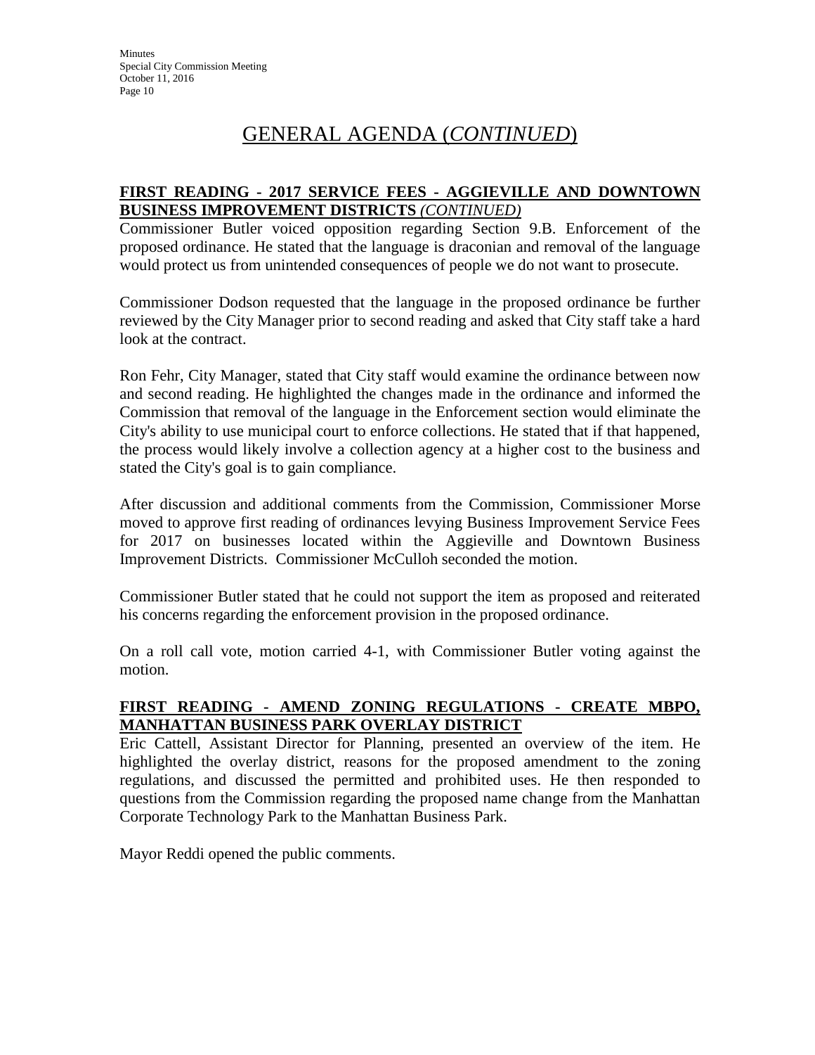# GENERAL AGENDA (*CONTINUED*)

**FIRST READING - 2017 SERVICE FEES - AGGIEVILLE AND DOWNTOWN BUSINESS IMPROVEMENT DISTRICTS** ***(CONTINUED)***

Commissioner Butler voiced opposition regarding Section 9.B. Enforcement of the proposed ordinance. He stated that the language is draconian and removal of the language would protect us from unintended consequences of people we do not want to prosecute.

Commissioner Dodson requested that the language in the proposed ordinance be further reviewed by the City Manager prior to second reading and asked that City staff take a hard look at the contract.

Ron Fehr, City Manager, stated that City staff would examine the ordinance between now and second reading. He highlighted the changes made in the ordinance and informed the Commission that removal of the language in the Enforcement section would eliminate the City's ability to use municipal court to enforce collections. He stated that if that happened, the process would likely involve a collection agency at a higher cost to the business and stated the City's goal is to gain compliance.

After discussion and additional comments from the Commission, Commissioner Morse moved to approve first reading of ordinances levying Business Improvement Service Fees for 2017 on businesses located within the Aggieville and Downtown Business Improvement Districts. Commissioner McCulloh seconded the motion.

Commissioner Butler stated that he could not support the item as proposed and reiterated his concerns regarding the enforcement provision in the proposed ordinance.

On a roll call vote, motion carried 4-1, with Commissioner Butler voting against the motion.

**FIRST READING - AMEND ZONING REGULATIONS - CREATE MBPO, MANHATTAN BUSINESS PARK OVERLAY DISTRICT**

Eric Cattell, Assistant Director for Planning, presented an overview of the item. He highlighted the overlay district, reasons for the proposed amendment to the zoning regulations, and discussed the permitted and prohibited uses. He then responded to questions from the Commission regarding the proposed name change from the Manhattan Corporate Technology Park to the Manhattan Business Park.

Mayor Reddi opened the public comments.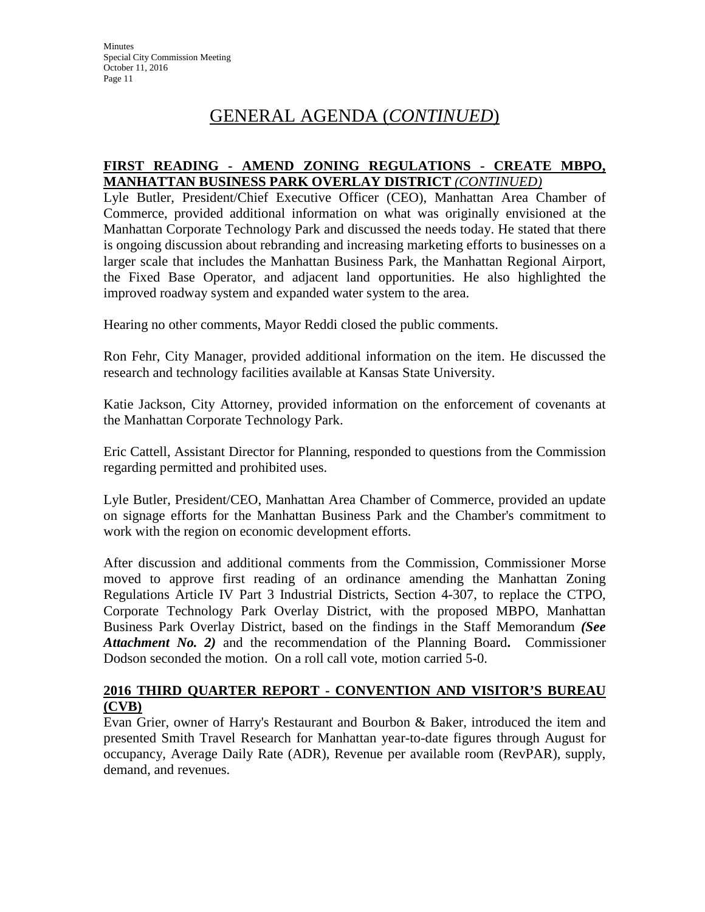# GENERAL AGENDA (*CONTINUED*)

## FIRST READING - AMEND ZONING REGULATIONS - CREATE MBPO, MANHATTAN BUSINESS PARK OVERLAY DISTRICT *(CONTINUED)*

Lyle Butler, President/Chief Executive Officer (CEO), Manhattan Area Chamber of Commerce, provided additional information on what was originally envisioned at the Manhattan Corporate Technology Park and discussed the needs today. He stated that there is ongoing discussion about rebranding and increasing marketing efforts to businesses on a larger scale that includes the Manhattan Business Park, the Manhattan Regional Airport, the Fixed Base Operator, and adjacent land opportunities. He also highlighted the improved roadway system and expanded water system to the area.

Hearing no other comments, Mayor Reddi closed the public comments.

Ron Fehr, City Manager, provided additional information on the item. He discussed the research and technology facilities available at Kansas State University.

Katie Jackson, City Attorney, provided information on the enforcement of covenants at the Manhattan Corporate Technology Park.

Eric Cattell, Assistant Director for Planning, responded to questions from the Commission regarding permitted and prohibited uses.

Lyle Butler, President/CEO, Manhattan Area Chamber of Commerce, provided an update on signage efforts for the Manhattan Business Park and the Chamber's commitment to work with the region on economic development efforts.

After discussion and additional comments from the Commission, Commissioner Morse moved to approve first reading of an ordinance amending the Manhattan Zoning Regulations Article IV Part 3 Industrial Districts, Section 4-307, to replace the CTPO, Corporate Technology Park Overlay District, with the proposed MBPO, Manhattan Business Park Overlay District, based on the findings in the Staff Memorandum ***(See Attachment No. 2)*** and the recommendation of the Planning Board**.** Commissioner Dodson seconded the motion. On a roll call vote, motion carried 5-0.

## 2016 THIRD QUARTER REPORT - CONVENTION AND VISITOR'S BUREAU (CVB)

Evan Grier, owner of Harry's Restaurant and Bourbon & Baker, introduced the item and presented Smith Travel Research for Manhattan year-to-date figures through August for occupancy, Average Daily Rate (ADR), Revenue per available room (RevPAR), supply, demand, and revenues.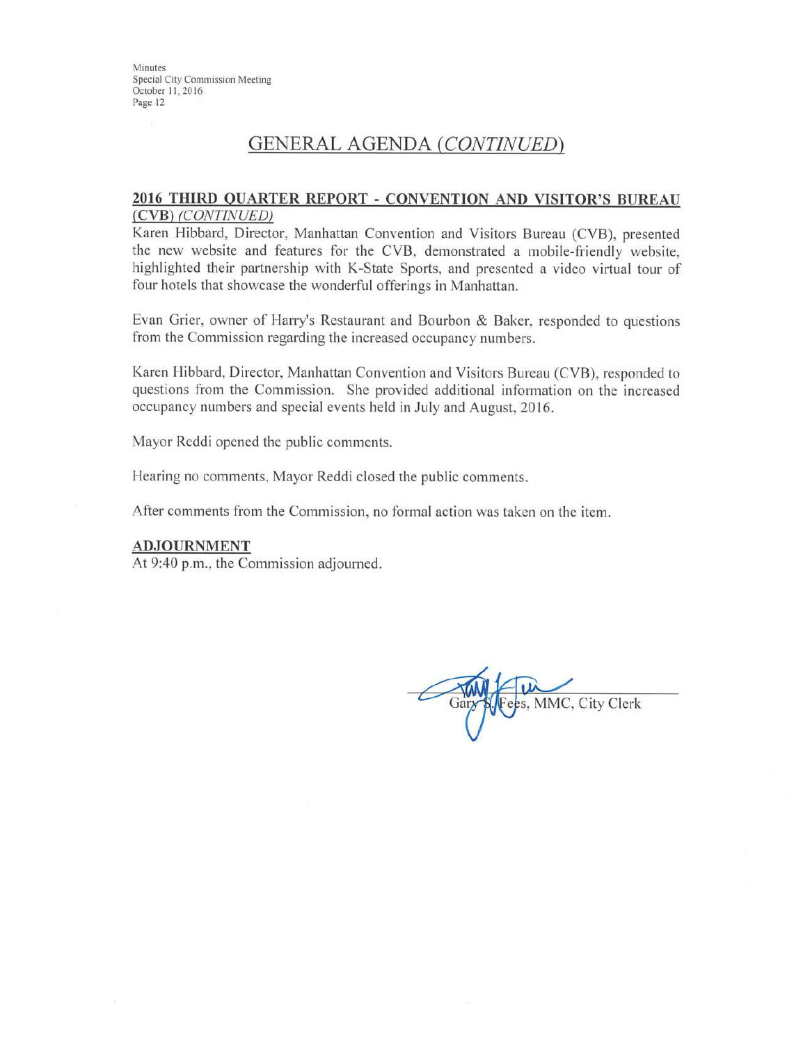## GENERAL AGENDA *(CONTINUED)*

**2016 THIRD QUARTER REPORT - CONVENTION AND VISITOR'S BUREAU (CVB)** ***(CONTINUED)***

Karen Hibbard, Director, Manhattan Convention and Visitors Bureau (CVB), presented the new website and features for the CVB, demonstrated a mobile-friendly website, highlighted their partnership with K-State Sports, and presented a video virtual tour of four hotels that showcase the wonderful offerings in Manhattan.

Evan Grier, owner of Harry's Restaurant and Bourbon & Baker, responded to questions from the Commission regarding the increased occupancy numbers.

Karen Hibbard, Director, Manhattan Convention and Visitors Bureau (CVB), responded to questions from the Commission. She provided additional information on the increased occupancy numbers and special events held in July and August, 2016.

Mayor Reddi opened the public comments.

Hearing no comments, Mayor Reddi closed the public comments.

After comments from the Commission, no formal action was taken on the item.

**ADJOURNMENT**

At 9:40 p.m., the Commission adjourned.

Gary S. Fees, MMC, City Clerk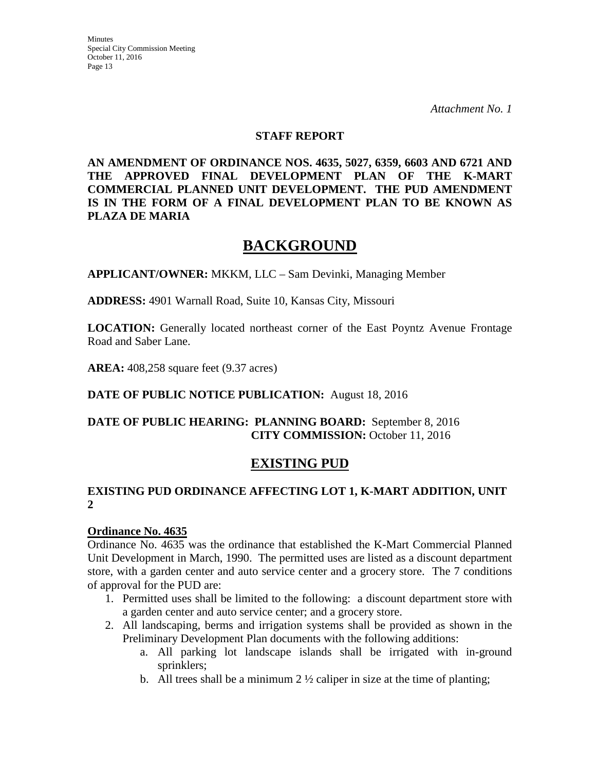*Attachment No. 1*

**STAFF REPORT**

**AN AMENDMENT OF ORDINANCE NOS. 4635, 5027, 6359, 6603 AND 6721 AND THE APPROVED FINAL DEVELOPMENT PLAN OF THE K-MART COMMERCIAL PLANNED UNIT DEVELOPMENT. THE PUD AMENDMENT IS IN THE FORM OF A FINAL DEVELOPMENT PLAN TO BE KNOWN AS PLAZA DE MARIA**

# BACKGROUND

**APPLICANT/OWNER:** MKKM, LLC – Sam Devinki, Managing Member

**ADDRESS:** 4901 Warnall Road, Suite 10, Kansas City, Missouri

**LOCATION:** Generally located northeast corner of the East Poyntz Avenue Frontage Road and Saber Lane.

**AREA:** 408,258 square feet (9.37 acres)

**DATE OF PUBLIC NOTICE PUBLICATION:** August 18, 2016

**DATE OF PUBLIC HEARING: PLANNING BOARD:** September 8, 2016
**CITY COMMISSION:** October 11, 2016

# EXISTING PUD

### EXISTING PUD ORDINANCE AFFECTING LOT 1, K-MART ADDITION, UNIT 2

**Ordinance No. 4635**

Ordinance No. 4635 was the ordinance that established the K-Mart Commercial Planned Unit Development in March, 1990. The permitted uses are listed as a discount department store, with a garden center and auto service center and a grocery store. The 7 conditions of approval for the PUD are:

1. Permitted uses shall be limited to the following: a discount department store with a garden center and auto service center; and a grocery store.
2. All landscaping, berms and irrigation systems shall be provided as shown in the Preliminary Development Plan documents with the following additions:
   a. All parking lot landscape islands shall be irrigated with in-ground sprinklers;
   b. All trees shall be a minimum 2 ½ caliper in size at the time of planting;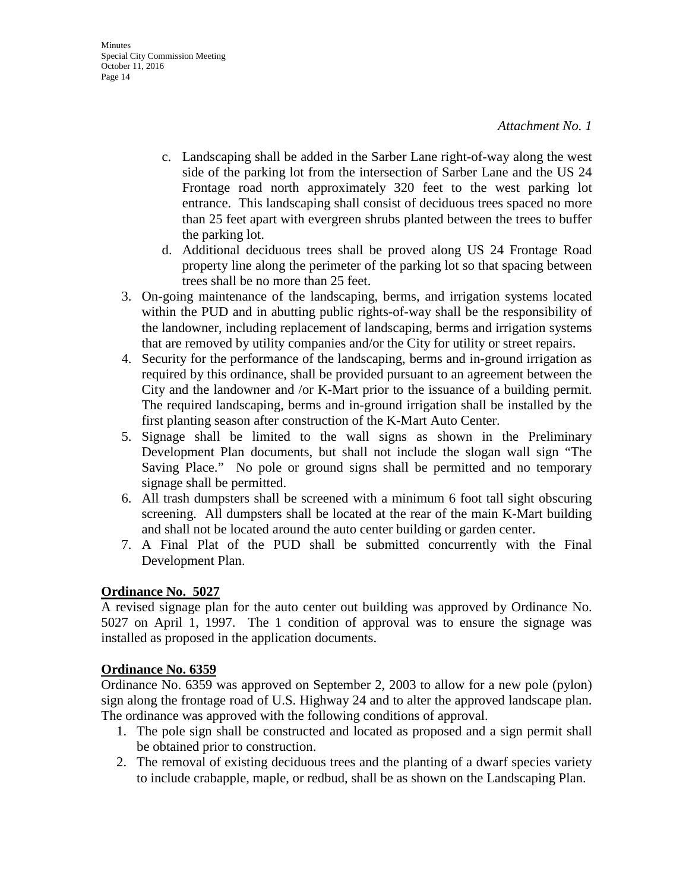*Attachment No. 1*

   c. Landscaping shall be added in the Sarber Lane right-of-way along the west side of the parking lot from the intersection of Sarber Lane and the US 24 Frontage road north approximately 320 feet to the west parking lot entrance. This landscaping shall consist of deciduous trees spaced no more than 25 feet apart with evergreen shrubs planted between the trees to buffer the parking lot.
   d. Additional deciduous trees shall be proved along US 24 Frontage Road property line along the perimeter of the parking lot so that spacing between trees shall be no more than 25 feet.
3. On-going maintenance of the landscaping, berms, and irrigation systems located within the PUD and in abutting public rights-of-way shall be the responsibility of the landowner, including replacement of landscaping, berms and irrigation systems that are removed by utility companies and/or the City for utility or street repairs.
4. Security for the performance of the landscaping, berms and in-ground irrigation as required by this ordinance, shall be provided pursuant to an agreement between the City and the landowner and /or K-Mart prior to the issuance of a building permit. The required landscaping, berms and in-ground irrigation shall be installed by the first planting season after construction of the K-Mart Auto Center.
5. Signage shall be limited to the wall signs as shown in the Preliminary Development Plan documents, but shall not include the slogan wall sign "The Saving Place." No pole or ground signs shall be permitted and no temporary signage shall be permitted.
6. All trash dumpsters shall be screened with a minimum 6 foot tall sight obscuring screening. All dumpsters shall be located at the rear of the main K-Mart building and shall not be located around the auto center building or garden center.
7. A Final Plat of the PUD shall be submitted concurrently with the Final Development Plan.

**Ordinance No. 5027**

A revised signage plan for the auto center out building was approved by Ordinance No. 5027 on April 1, 1997. The 1 condition of approval was to ensure the signage was installed as proposed in the application documents.

**Ordinance No. 6359**

Ordinance No. 6359 was approved on September 2, 2003 to allow for a new pole (pylon) sign along the frontage road of U.S. Highway 24 and to alter the approved landscape plan. The ordinance was approved with the following conditions of approval.

1. The pole sign shall be constructed and located as proposed and a sign permit shall be obtained prior to construction.
2. The removal of existing deciduous trees and the planting of a dwarf species variety to include crabapple, maple, or redbud, shall be as shown on the Landscaping Plan.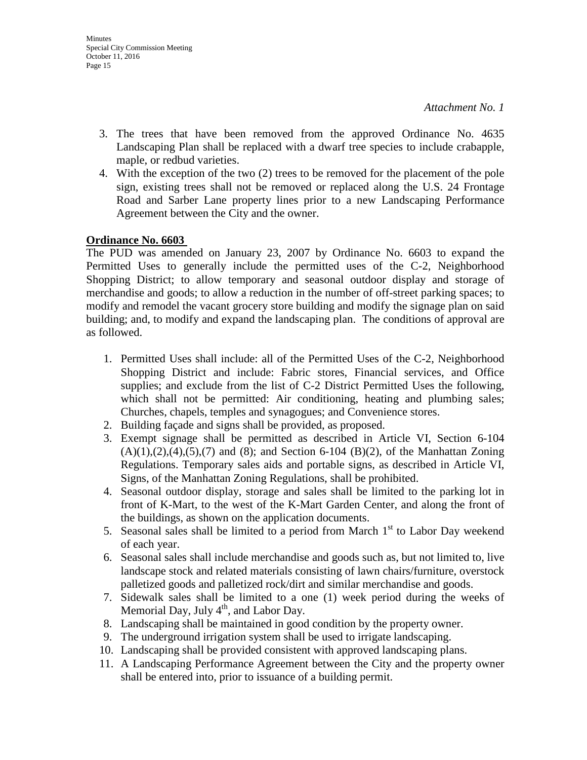*Attachment No. 1*

3. The trees that have been removed from the approved Ordinance No. 4635 Landscaping Plan shall be replaced with a dwarf tree species to include crabapple, maple, or redbud varieties.
4. With the exception of the two (2) trees to be removed for the placement of the pole sign, existing trees shall not be removed or replaced along the U.S. 24 Frontage Road and Sarber Lane property lines prior to a new Landscaping Performance Agreement between the City and the owner.

**<u>Ordinance No. 6603</u>**

The PUD was amended on January 23, 2007 by Ordinance No. 6603 to expand the Permitted Uses to generally include the permitted uses of the C-2, Neighborhood Shopping District; to allow temporary and seasonal outdoor display and storage of merchandise and goods; to allow a reduction in the number of off-street parking spaces; to modify and remodel the vacant grocery store building and modify the signage plan on said building; and, to modify and expand the landscaping plan. The conditions of approval are as followed.

1. Permitted Uses shall include: all of the Permitted Uses of the C-2, Neighborhood Shopping District and include: Fabric stores, Financial services, and Office supplies; and exclude from the list of C-2 District Permitted Uses the following, which shall not be permitted: Air conditioning, heating and plumbing sales; Churches, chapels, temples and synagogues; and Convenience stores.
2. Building façade and signs shall be provided, as proposed.
3. Exempt signage shall be permitted as described in Article VI, Section 6-104 (A)(1),(2),(4),(5),(7) and (8); and Section 6-104 (B)(2), of the Manhattan Zoning Regulations. Temporary sales aids and portable signs, as described in Article VI, Signs, of the Manhattan Zoning Regulations, shall be prohibited.
4. Seasonal outdoor display, storage and sales shall be limited to the parking lot in front of K-Mart, to the west of the K-Mart Garden Center, and along the front of the buildings, as shown on the application documents.
5. Seasonal sales shall be limited to a period from March 1st to Labor Day weekend of each year.
6. Seasonal sales shall include merchandise and goods such as, but not limited to, live landscape stock and related materials consisting of lawn chairs/furniture, overstock palletized goods and palletized rock/dirt and similar merchandise and goods.
7. Sidewalk sales shall be limited to a one (1) week period during the weeks of Memorial Day, July 4th, and Labor Day.
8. Landscaping shall be maintained in good condition by the property owner.
9. The underground irrigation system shall be used to irrigate landscaping.
10. Landscaping shall be provided consistent with approved landscaping plans.
11. A Landscaping Performance Agreement between the City and the property owner shall be entered into, prior to issuance of a building permit.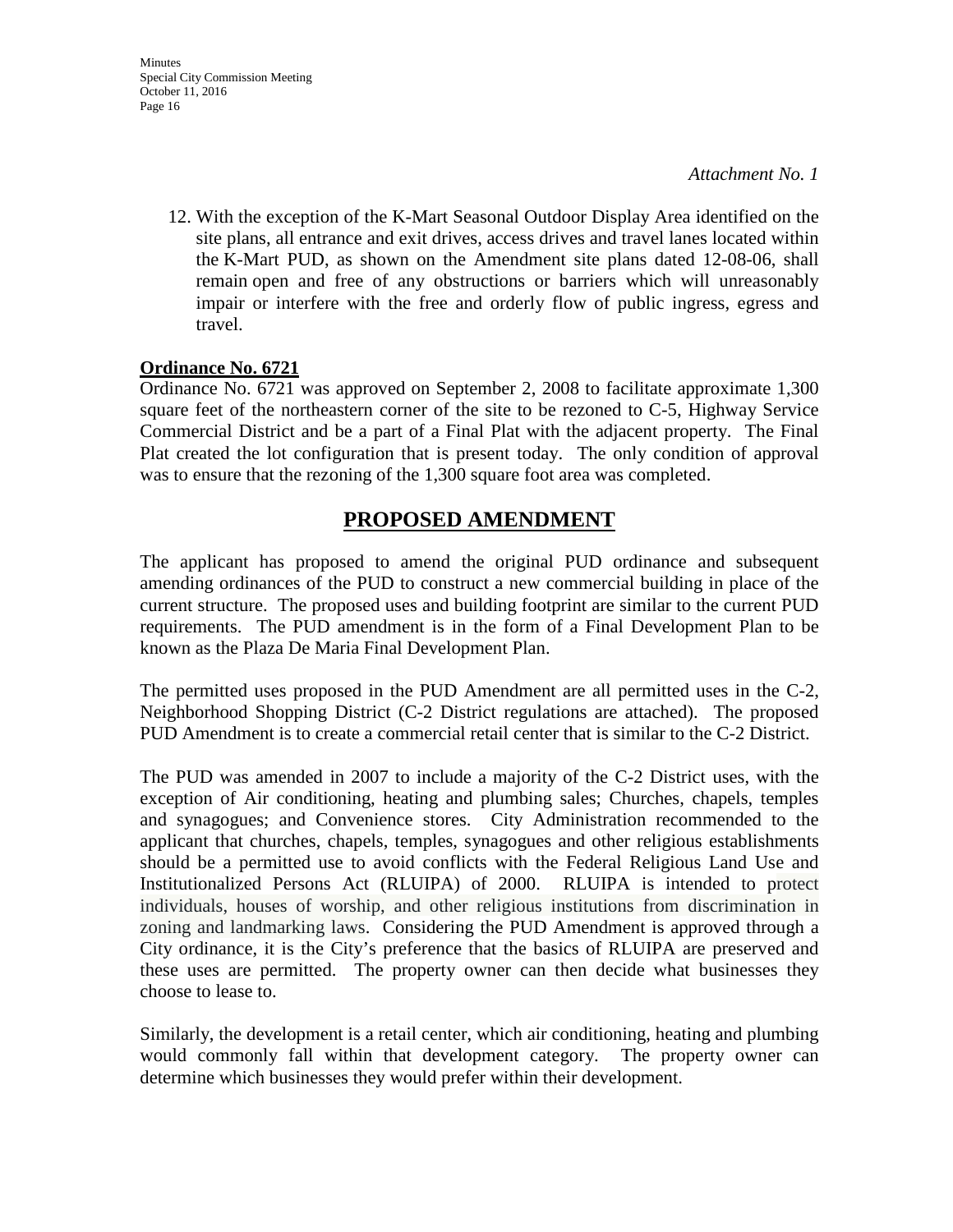*Attachment No. 1*

12. With the exception of the K-Mart Seasonal Outdoor Display Area identified on the site plans, all entrance and exit drives, access drives and travel lanes located within the K-Mart PUD, as shown on the Amendment site plans dated 12-08-06, shall remain open and free of any obstructions or barriers which will unreasonably impair or interfere with the free and orderly flow of public ingress, egress and travel.

**Ordinance No. 6721**

Ordinance No. 6721 was approved on September 2, 2008 to facilitate approximate 1,300 square feet of the northeastern corner of the site to be rezoned to C-5, Highway Service Commercial District and be a part of a Final Plat with the adjacent property. The Final Plat created the lot configuration that is present today. The only condition of approval was to ensure that the rezoning of the 1,300 square foot area was completed.

## PROPOSED AMENDMENT

The applicant has proposed to amend the original PUD ordinance and subsequent amending ordinances of the PUD to construct a new commercial building in place of the current structure. The proposed uses and building footprint are similar to the current PUD requirements. The PUD amendment is in the form of a Final Development Plan to be known as the Plaza De Maria Final Development Plan.

The permitted uses proposed in the PUD Amendment are all permitted uses in the C-2, Neighborhood Shopping District (C-2 District regulations are attached). The proposed PUD Amendment is to create a commercial retail center that is similar to the C-2 District.

The PUD was amended in 2007 to include a majority of the C-2 District uses, with the exception of Air conditioning, heating and plumbing sales; Churches, chapels, temples and synagogues; and Convenience stores. City Administration recommended to the applicant that churches, chapels, temples, synagogues and other religious establishments should be a permitted use to avoid conflicts with the Federal Religious Land Use and Institutionalized Persons Act (RLUIPA) of 2000. RLUIPA is intended to protect individuals, houses of worship, and other religious institutions from discrimination in zoning and landmarking laws. Considering the PUD Amendment is approved through a City ordinance, it is the City's preference that the basics of RLUIPA are preserved and these uses are permitted. The property owner can then decide what businesses they choose to lease to.

Similarly, the development is a retail center, which air conditioning, heating and plumbing would commonly fall within that development category. The property owner can determine which businesses they would prefer within their development.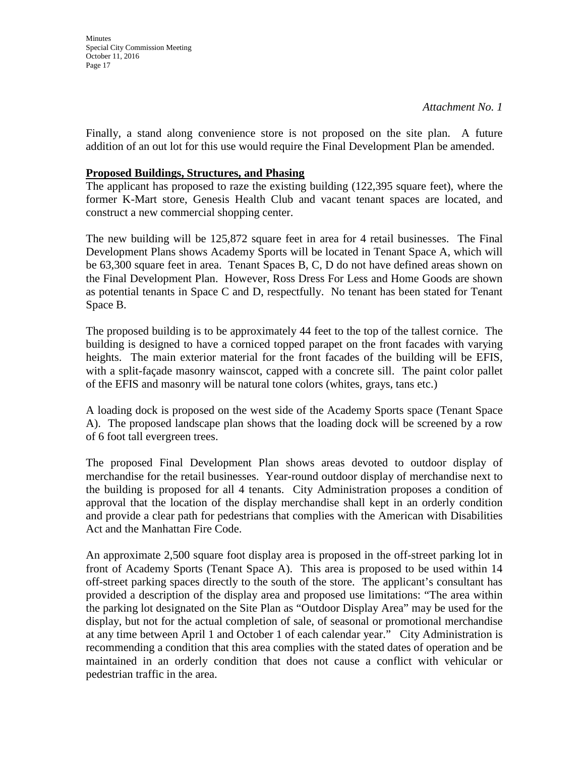*Attachment No. 1*

Finally, a stand along convenience store is not proposed on the site plan. A future addition of an out lot for this use would require the Final Development Plan be amended.

**Proposed Buildings, Structures, and Phasing**

The applicant has proposed to raze the existing building (122,395 square feet), where the former K-Mart store, Genesis Health Club and vacant tenant spaces are located, and construct a new commercial shopping center.

The new building will be 125,872 square feet in area for 4 retail businesses. The Final Development Plans shows Academy Sports will be located in Tenant Space A, which will be 63,300 square feet in area. Tenant Spaces B, C, D do not have defined areas shown on the Final Development Plan. However, Ross Dress For Less and Home Goods are shown as potential tenants in Space C and D, respectfully. No tenant has been stated for Tenant Space B.

The proposed building is to be approximately 44 feet to the top of the tallest cornice. The building is designed to have a corniced topped parapet on the front facades with varying heights. The main exterior material for the front facades of the building will be EFIS, with a split-façade masonry wainscot, capped with a concrete sill. The paint color pallet of the EFIS and masonry will be natural tone colors (whites, grays, tans etc.)

A loading dock is proposed on the west side of the Academy Sports space (Tenant Space A). The proposed landscape plan shows that the loading dock will be screened by a row of 6 foot tall evergreen trees.

The proposed Final Development Plan shows areas devoted to outdoor display of merchandise for the retail businesses. Year-round outdoor display of merchandise next to the building is proposed for all 4 tenants. City Administration proposes a condition of approval that the location of the display merchandise shall kept in an orderly condition and provide a clear path for pedestrians that complies with the American with Disabilities Act and the Manhattan Fire Code.

An approximate 2,500 square foot display area is proposed in the off-street parking lot in front of Academy Sports (Tenant Space A). This area is proposed to be used within 14 off-street parking spaces directly to the south of the store. The applicant's consultant has provided a description of the display area and proposed use limitations: "The area within the parking lot designated on the Site Plan as "Outdoor Display Area" may be used for the display, but not for the actual completion of sale, of seasonal or promotional merchandise at any time between April 1 and October 1 of each calendar year." City Administration is recommending a condition that this area complies with the stated dates of operation and be maintained in an orderly condition that does not cause a conflict with vehicular or pedestrian traffic in the area.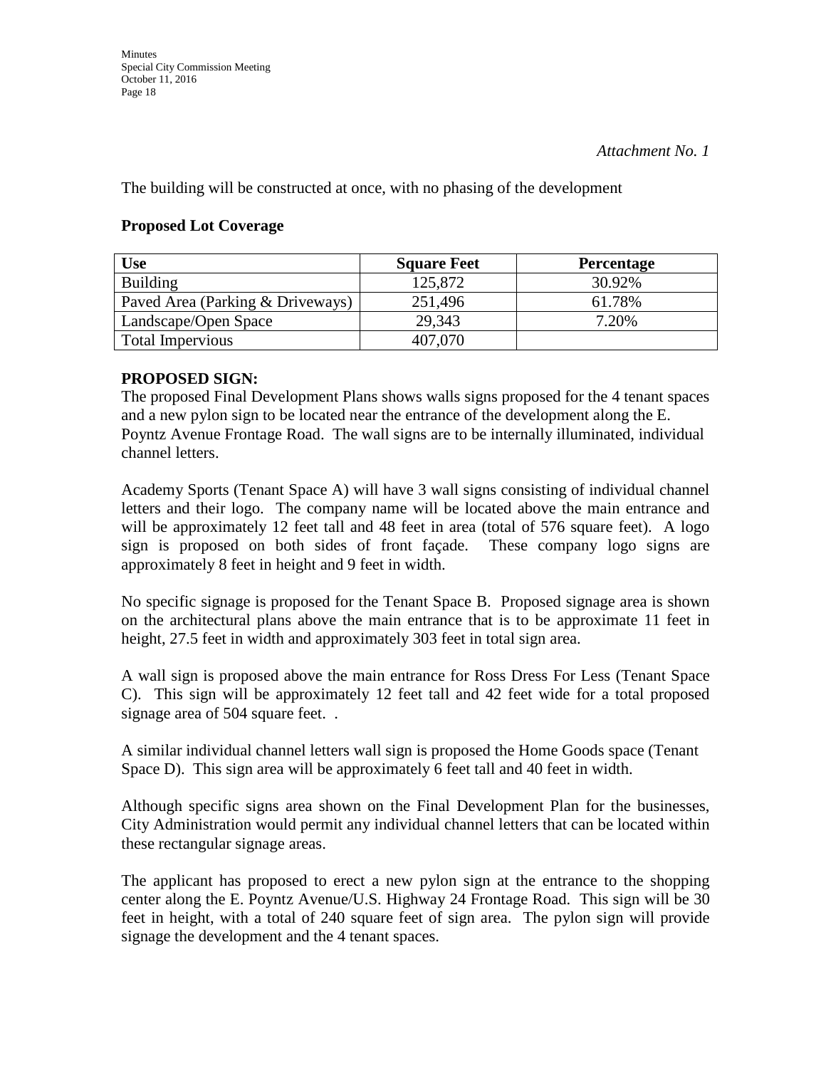*Attachment No. 1*

The building will be constructed at once, with no phasing of the development

**Proposed Lot Coverage**

| Use | Square Feet | Percentage |
|---|---|---|
| Building | 125,872 | 30.92% |
| Paved Area (Parking & Driveways) | 251,496 | 61.78% |
| Landscape/Open Space | 29,343 | 7.20% |
| Total Impervious | 407,070 | |

**PROPOSED SIGN:**
The proposed Final Development Plans shows walls signs proposed for the 4 tenant spaces and a new pylon sign to be located near the entrance of the development along the E. Poyntz Avenue Frontage Road. The wall signs are to be internally illuminated, individual channel letters.

Academy Sports (Tenant Space A) will have 3 wall signs consisting of individual channel letters and their logo. The company name will be located above the main entrance and will be approximately 12 feet tall and 48 feet in area (total of 576 square feet). A logo sign is proposed on both sides of front façade. These company logo signs are approximately 8 feet in height and 9 feet in width.

No specific signage is proposed for the Tenant Space B. Proposed signage area is shown on the architectural plans above the main entrance that is to be approximate 11 feet in height, 27.5 feet in width and approximately 303 feet in total sign area.

A wall sign is proposed above the main entrance for Ross Dress For Less (Tenant Space C). This sign will be approximately 12 feet tall and 42 feet wide for a total proposed signage area of 504 square feet. .

A similar individual channel letters wall sign is proposed the Home Goods space (Tenant Space D). This sign area will be approximately 6 feet tall and 40 feet in width.

Although specific signs area shown on the Final Development Plan for the businesses, City Administration would permit any individual channel letters that can be located within these rectangular signage areas.

The applicant has proposed to erect a new pylon sign at the entrance to the shopping center along the E. Poyntz Avenue/U.S. Highway 24 Frontage Road. This sign will be 30 feet in height, with a total of 240 square feet of sign area. The pylon sign will provide signage the development and the 4 tenant spaces.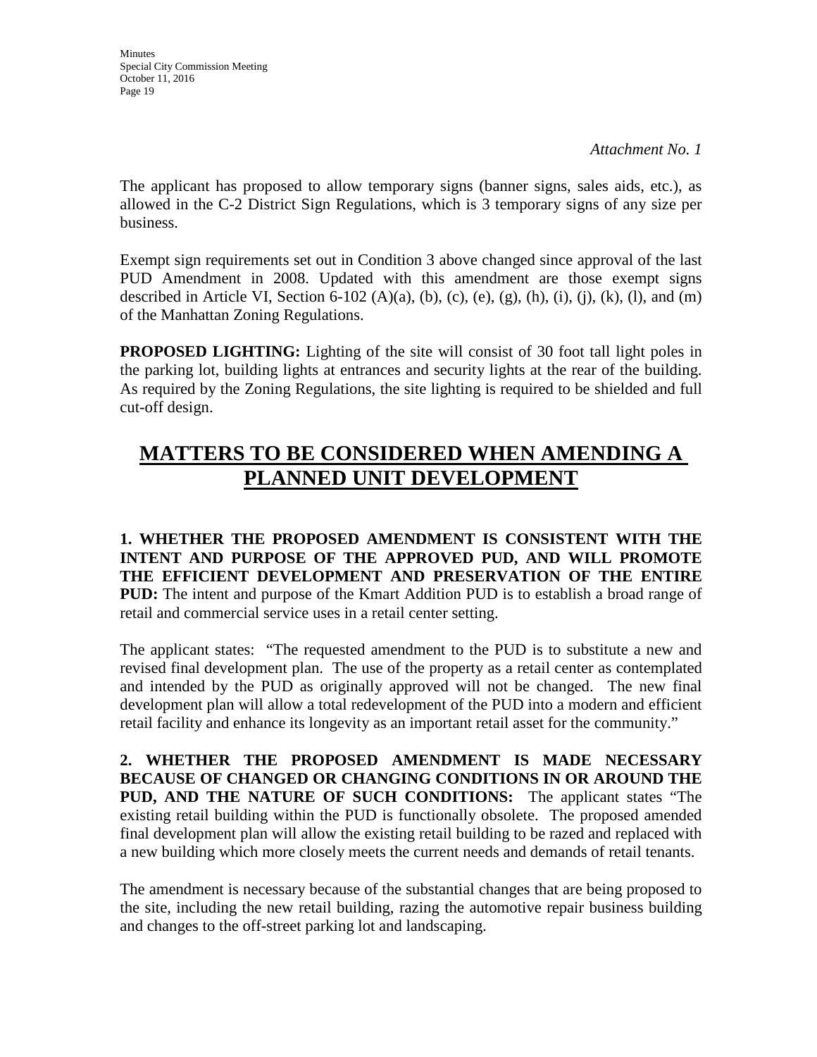*Attachment No. 1*

The applicant has proposed to allow temporary signs (banner signs, sales aids, etc.), as allowed in the C-2 District Sign Regulations, which is 3 temporary signs of any size per business.

Exempt sign requirements set out in Condition 3 above changed since approval of the last PUD Amendment in 2008. Updated with this amendment are those exempt signs described in Article VI, Section 6-102 (A)(a), (b), (c), (e), (g), (h), (i), (j), (k), (l), and (m) of the Manhattan Zoning Regulations.

**PROPOSED LIGHTING:** Lighting of the site will consist of 30 foot tall light poles in the parking lot, building lights at entrances and security lights at the rear of the building. As required by the Zoning Regulations, the site lighting is required to be shielded and full cut-off design.

# MATTERS TO BE CONSIDERED WHEN AMENDING A PLANNED UNIT DEVELOPMENT

**1. WHETHER THE PROPOSED AMENDMENT IS CONSISTENT WITH THE INTENT AND PURPOSE OF THE APPROVED PUD, AND WILL PROMOTE THE EFFICIENT DEVELOPMENT AND PRESERVATION OF THE ENTIRE PUD:** The intent and purpose of the Kmart Addition PUD is to establish a broad range of retail and commercial service uses in a retail center setting.

The applicant states: "The requested amendment to the PUD is to substitute a new and revised final development plan. The use of the property as a retail center as contemplated and intended by the PUD as originally approved will not be changed. The new final development plan will allow a total redevelopment of the PUD into a modern and efficient retail facility and enhance its longevity as an important retail asset for the community."

**2. WHETHER THE PROPOSED AMENDMENT IS MADE NECESSARY BECAUSE OF CHANGED OR CHANGING CONDITIONS IN OR AROUND THE PUD, AND THE NATURE OF SUCH CONDITIONS:** The applicant states "The existing retail building within the PUD is functionally obsolete. The proposed amended final development plan will allow the existing retail building to be razed and replaced with a new building which more closely meets the current needs and demands of retail tenants.

The amendment is necessary because of the substantial changes that are being proposed to the site, including the new retail building, razing the automotive repair business building and changes to the off-street parking lot and landscaping.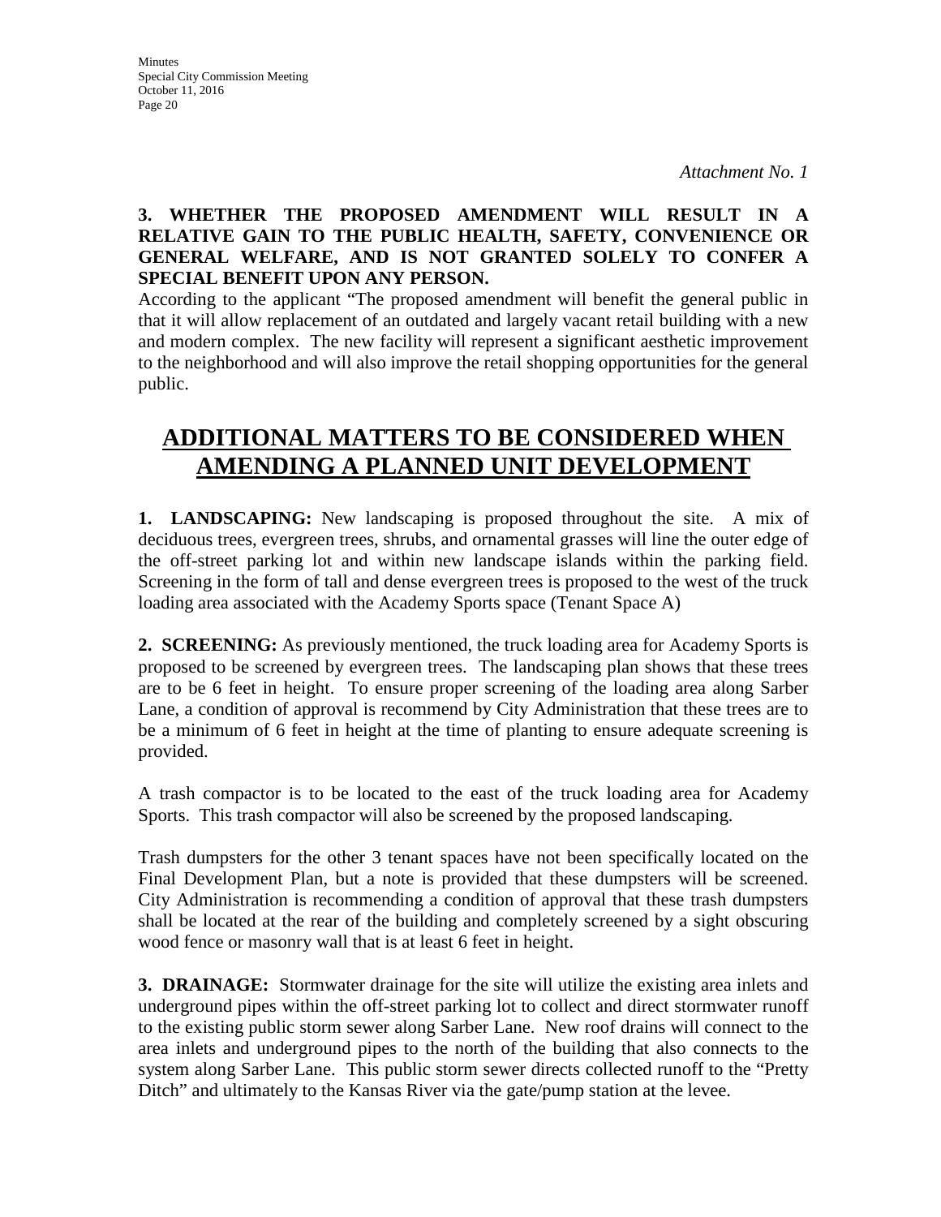*Attachment No. 1*

**3. WHETHER THE PROPOSED AMENDMENT WILL RESULT IN A RELATIVE GAIN TO THE PUBLIC HEALTH, SAFETY, CONVENIENCE OR GENERAL WELFARE, AND IS NOT GRANTED SOLELY TO CONFER A SPECIAL BENEFIT UPON ANY PERSON.**

According to the applicant "The proposed amendment will benefit the general public in that it will allow replacement of an outdated and largely vacant retail building with a new and modern complex. The new facility will represent a significant aesthetic improvement to the neighborhood and will also improve the retail shopping opportunities for the general public.

## ADDITIONAL MATTERS TO BE CONSIDERED WHEN AMENDING A PLANNED UNIT DEVELOPMENT

**1. LANDSCAPING:** New landscaping is proposed throughout the site. A mix of deciduous trees, evergreen trees, shrubs, and ornamental grasses will line the outer edge of the off-street parking lot and within new landscape islands within the parking field. Screening in the form of tall and dense evergreen trees is proposed to the west of the truck loading area associated with the Academy Sports space (Tenant Space A)

**2. SCREENING:** As previously mentioned, the truck loading area for Academy Sports is proposed to be screened by evergreen trees. The landscaping plan shows that these trees are to be 6 feet in height. To ensure proper screening of the loading area along Sarber Lane, a condition of approval is recommend by City Administration that these trees are to be a minimum of 6 feet in height at the time of planting to ensure adequate screening is provided.

A trash compactor is to be located to the east of the truck loading area for Academy Sports. This trash compactor will also be screened by the proposed landscaping.

Trash dumpsters for the other 3 tenant spaces have not been specifically located on the Final Development Plan, but a note is provided that these dumpsters will be screened. City Administration is recommending a condition of approval that these trash dumpsters shall be located at the rear of the building and completely screened by a sight obscuring wood fence or masonry wall that is at least 6 feet in height.

**3. DRAINAGE:** Stormwater drainage for the site will utilize the existing area inlets and underground pipes within the off-street parking lot to collect and direct stormwater runoff to the existing public storm sewer along Sarber Lane. New roof drains will connect to the area inlets and underground pipes to the north of the building that also connects to the system along Sarber Lane. This public storm sewer directs collected runoff to the "Pretty Ditch" and ultimately to the Kansas River via the gate/pump station at the levee.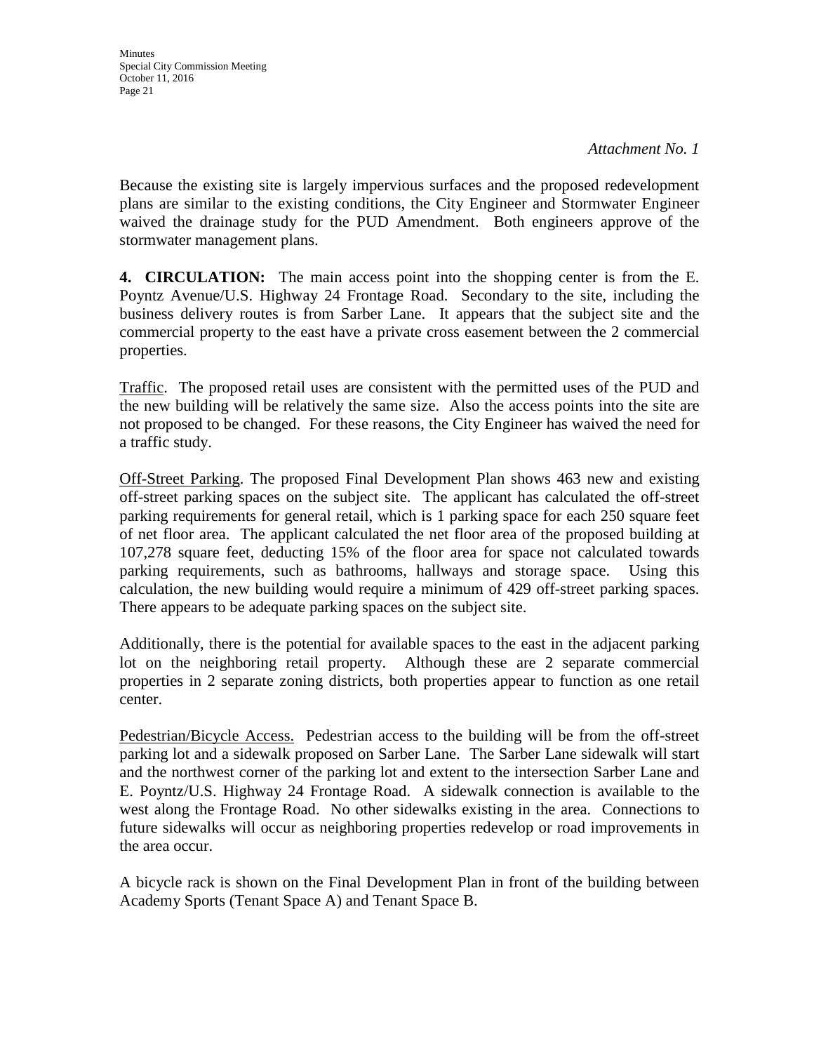*Attachment No. 1*

Because the existing site is largely impervious surfaces and the proposed redevelopment plans are similar to the existing conditions, the City Engineer and Stormwater Engineer waived the drainage study for the PUD Amendment. Both engineers approve of the stormwater management plans.

**4. CIRCULATION:** The main access point into the shopping center is from the E. Poyntz Avenue/U.S. Highway 24 Frontage Road. Secondary to the site, including the business delivery routes is from Sarber Lane. It appears that the subject site and the commercial property to the east have a private cross easement between the 2 commercial properties.

Traffic. The proposed retail uses are consistent with the permitted uses of the PUD and the new building will be relatively the same size. Also the access points into the site are not proposed to be changed. For these reasons, the City Engineer has waived the need for a traffic study.

Off-Street Parking. The proposed Final Development Plan shows 463 new and existing off-street parking spaces on the subject site. The applicant has calculated the off-street parking requirements for general retail, which is 1 parking space for each 250 square feet of net floor area. The applicant calculated the net floor area of the proposed building at 107,278 square feet, deducting 15% of the floor area for space not calculated towards parking requirements, such as bathrooms, hallways and storage space. Using this calculation, the new building would require a minimum of 429 off-street parking spaces. There appears to be adequate parking spaces on the subject site.

Additionally, there is the potential for available spaces to the east in the adjacent parking lot on the neighboring retail property. Although these are 2 separate commercial properties in 2 separate zoning districts, both properties appear to function as one retail center.

Pedestrian/Bicycle Access. Pedestrian access to the building will be from the off-street parking lot and a sidewalk proposed on Sarber Lane. The Sarber Lane sidewalk will start and the northwest corner of the parking lot and extent to the intersection Sarber Lane and E. Poyntz/U.S. Highway 24 Frontage Road. A sidewalk connection is available to the west along the Frontage Road. No other sidewalks existing in the area. Connections to future sidewalks will occur as neighboring properties redevelop or road improvements in the area occur.

A bicycle rack is shown on the Final Development Plan in front of the building between Academy Sports (Tenant Space A) and Tenant Space B.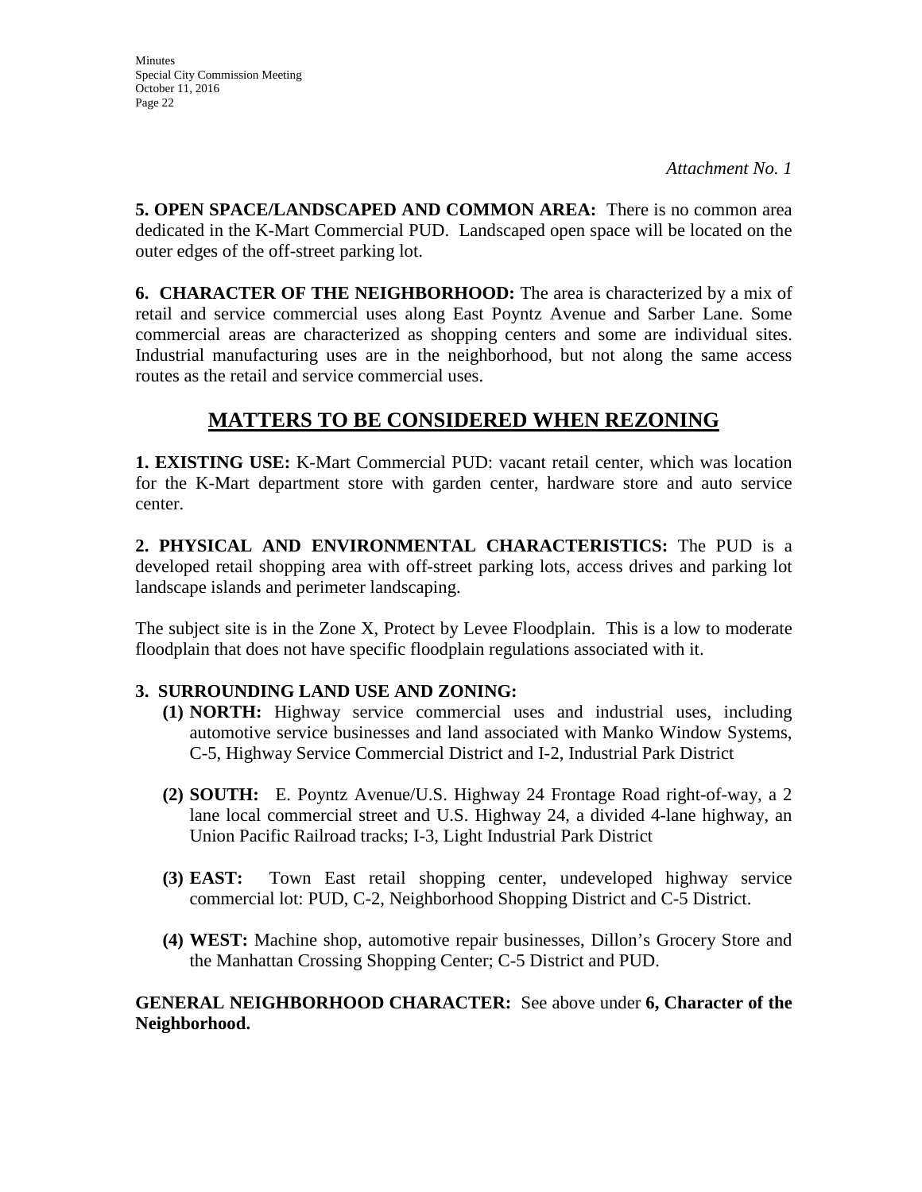*Attachment No. 1*

**5. OPEN SPACE/LANDSCAPED AND COMMON AREA:** There is no common area dedicated in the K-Mart Commercial PUD. Landscaped open space will be located on the outer edges of the off-street parking lot.

**6. CHARACTER OF THE NEIGHBORHOOD:** The area is characterized by a mix of retail and service commercial uses along East Poyntz Avenue and Sarber Lane. Some commercial areas are characterized as shopping centers and some are individual sites. Industrial manufacturing uses are in the neighborhood, but not along the same access routes as the retail and service commercial uses.

## MATTERS TO BE CONSIDERED WHEN REZONING

**1. EXISTING USE:** K-Mart Commercial PUD: vacant retail center, which was location for the K-Mart department store with garden center, hardware store and auto service center.

**2. PHYSICAL AND ENVIRONMENTAL CHARACTERISTICS:** The PUD is a developed retail shopping area with off-street parking lots, access drives and parking lot landscape islands and perimeter landscaping.

The subject site is in the Zone X, Protect by Levee Floodplain. This is a low to moderate floodplain that does not have specific floodplain regulations associated with it.

**3. SURROUNDING LAND USE AND ZONING:**

**(1) NORTH:** Highway service commercial uses and industrial uses, including automotive service businesses and land associated with Manko Window Systems, C-5, Highway Service Commercial District and I-2, Industrial Park District

**(2) SOUTH:** E. Poyntz Avenue/U.S. Highway 24 Frontage Road right-of-way, a 2 lane local commercial street and U.S. Highway 24, a divided 4-lane highway, an Union Pacific Railroad tracks; I-3, Light Industrial Park District

**(3) EAST:** Town East retail shopping center, undeveloped highway service commercial lot: PUD, C-2, Neighborhood Shopping District and C-5 District.

**(4) WEST:** Machine shop, automotive repair businesses, Dillon's Grocery Store and the Manhattan Crossing Shopping Center; C-5 District and PUD.

**GENERAL NEIGHBORHOOD CHARACTER:** See above under **6, Character of the Neighborhood.**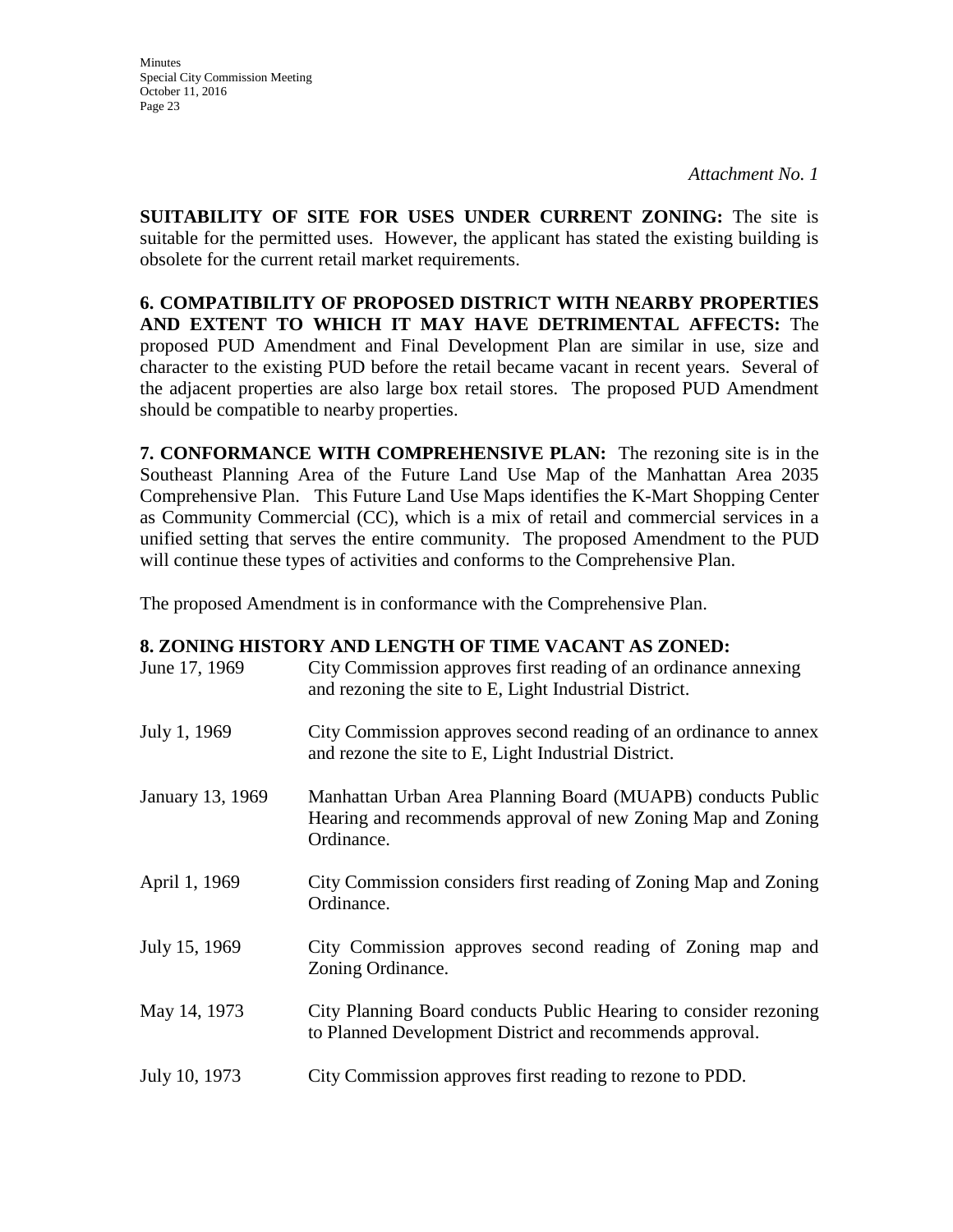*Attachment No. 1*

**SUITABILITY OF SITE FOR USES UNDER CURRENT ZONING:** The site is suitable for the permitted uses. However, the applicant has stated the existing building is obsolete for the current retail market requirements.

**6. COMPATIBILITY OF PROPOSED DISTRICT WITH NEARBY PROPERTIES AND EXTENT TO WHICH IT MAY HAVE DETRIMENTAL AFFECTS:** The proposed PUD Amendment and Final Development Plan are similar in use, size and character to the existing PUD before the retail became vacant in recent years. Several of the adjacent properties are also large box retail stores. The proposed PUD Amendment should be compatible to nearby properties.

**7. CONFORMANCE WITH COMPREHENSIVE PLAN:** The rezoning site is in the Southeast Planning Area of the Future Land Use Map of the Manhattan Area 2035 Comprehensive Plan. This Future Land Use Maps identifies the K-Mart Shopping Center as Community Commercial (CC), which is a mix of retail and commercial services in a unified setting that serves the entire community. The proposed Amendment to the PUD will continue these types of activities and conforms to the Comprehensive Plan.

The proposed Amendment is in conformance with the Comprehensive Plan.

**8. ZONING HISTORY AND LENGTH OF TIME VACANT AS ZONED:**

| | |
|---|---|
| June 17, 1969 | City Commission approves first reading of an ordinance annexing and rezoning the site to E, Light Industrial District. |
| July 1, 1969 | City Commission approves second reading of an ordinance to annex and rezone the site to E, Light Industrial District. |
| January 13, 1969 | Manhattan Urban Area Planning Board (MUAPB) conducts Public Hearing and recommends approval of new Zoning Map and Zoning Ordinance. |
| April 1, 1969 | City Commission considers first reading of Zoning Map and Zoning Ordinance. |
| July 15, 1969 | City Commission approves second reading of Zoning map and Zoning Ordinance. |
| May 14, 1973 | City Planning Board conducts Public Hearing to consider rezoning to Planned Development District and recommends approval. |
| July 10, 1973 | City Commission approves first reading to rezone to PDD. |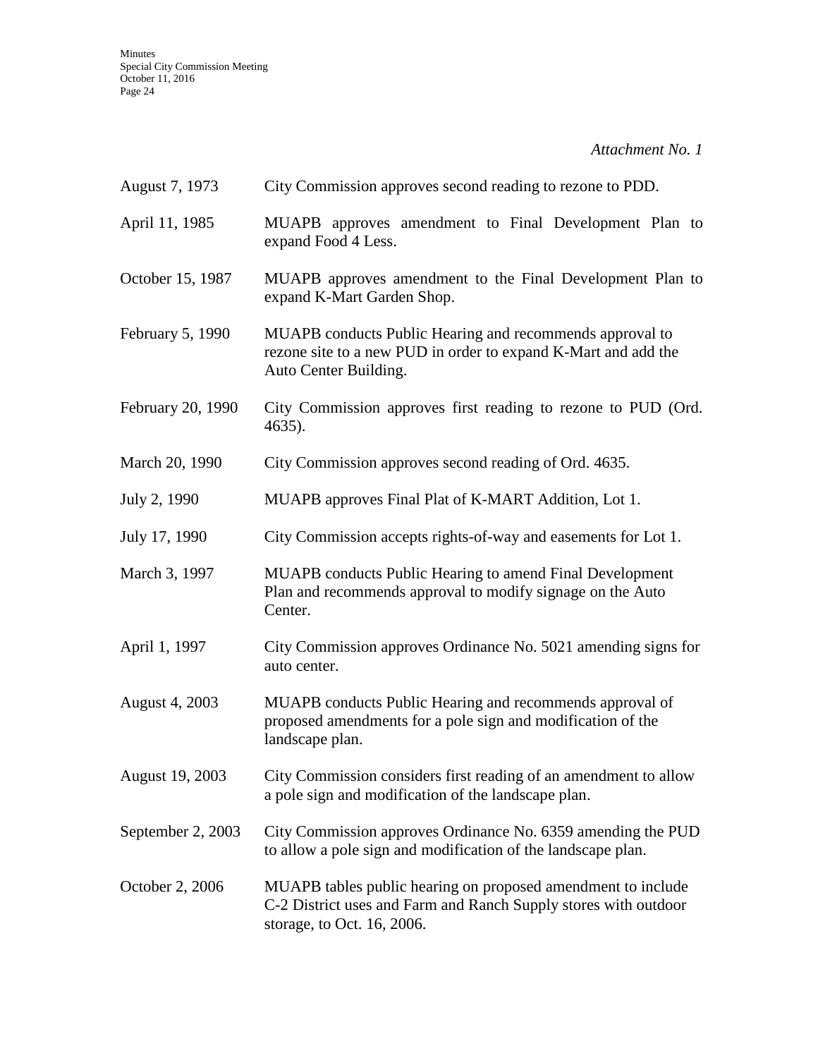*Attachment No. 1*

| | |
|---|---|
| August 7, 1973 | City Commission approves second reading to rezone to PDD. |
| April 11, 1985 | MUAPB approves amendment to Final Development Plan to expand Food 4 Less. |
| October 15, 1987 | MUAPB approves amendment to the Final Development Plan to expand K-Mart Garden Shop. |
| February 5, 1990 | MUAPB conducts Public Hearing and recommends approval to rezone site to a new PUD in order to expand K-Mart and add the Auto Center Building. |
| February 20, 1990 | City Commission approves first reading to rezone to PUD (Ord. 4635). |
| March 20, 1990 | City Commission approves second reading of Ord. 4635. |
| July 2, 1990 | MUAPB approves Final Plat of K-MART Addition, Lot 1. |
| July 17, 1990 | City Commission accepts rights-of-way and easements for Lot 1. |
| March 3, 1997 | MUAPB conducts Public Hearing to amend Final Development Plan and recommends approval to modify signage on the Auto Center. |
| April 1, 1997 | City Commission approves Ordinance No. 5021 amending signs for auto center. |
| August 4, 2003 | MUAPB conducts Public Hearing and recommends approval of proposed amendments for a pole sign and modification of the landscape plan. |
| August 19, 2003 | City Commission considers first reading of an amendment to allow a pole sign and modification of the landscape plan. |
| September 2, 2003 | City Commission approves Ordinance No. 6359 amending the PUD to allow a pole sign and modification of the landscape plan. |
| October 2, 2006 | MUAPB tables public hearing on proposed amendment to include C-2 District uses and Farm and Ranch Supply stores with outdoor storage, to Oct. 16, 2006. |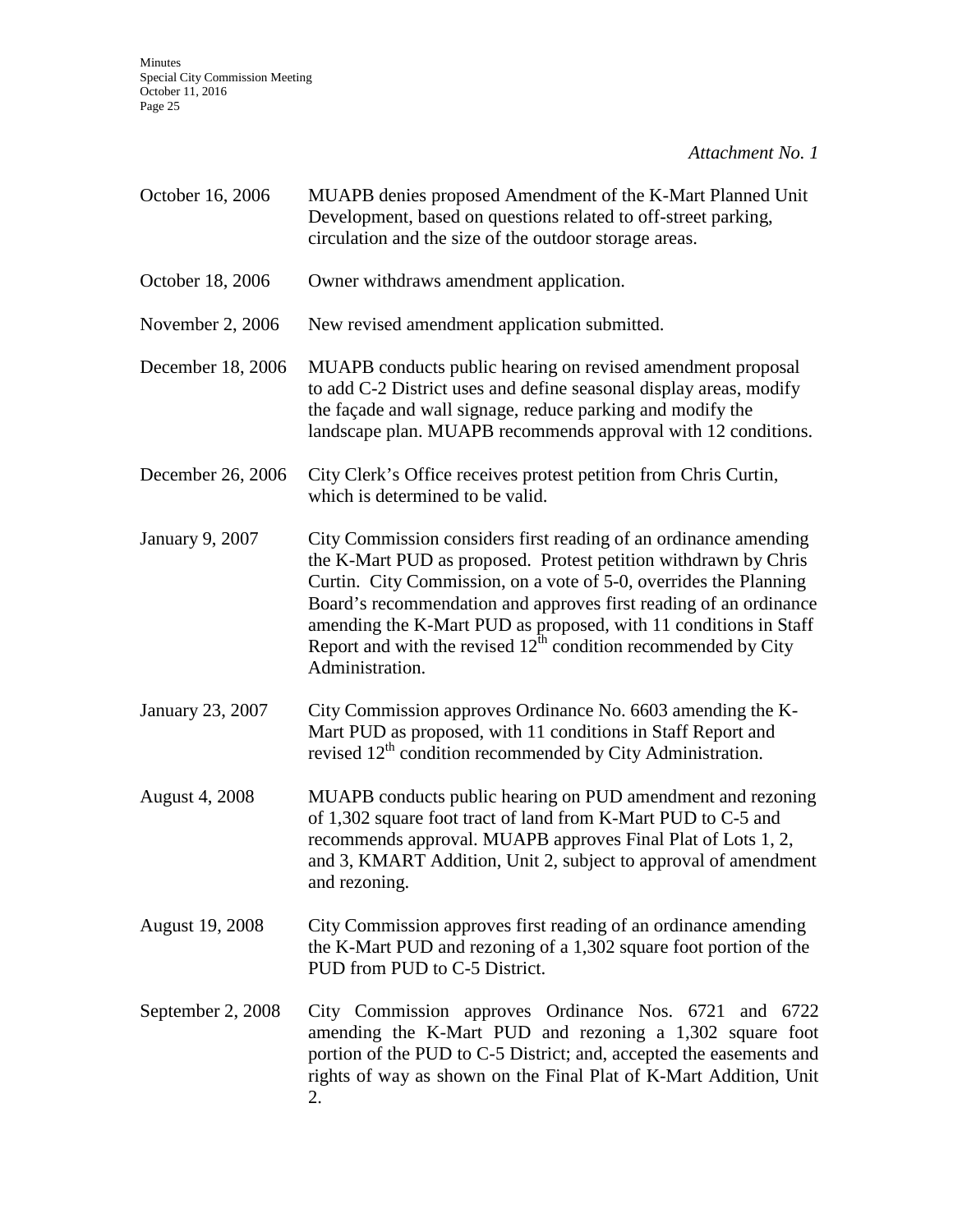*Attachment No. 1*

| | |
|---|---|
| October 16, 2006 | MUAPB denies proposed Amendment of the K-Mart Planned Unit Development, based on questions related to off-street parking, circulation and the size of the outdoor storage areas. |
| October 18, 2006 | Owner withdraws amendment application. |
| November 2, 2006 | New revised amendment application submitted. |
| December 18, 2006 | MUAPB conducts public hearing on revised amendment proposal to add C-2 District uses and define seasonal display areas, modify the façade and wall signage, reduce parking and modify the landscape plan. MUAPB recommends approval with 12 conditions. |
| December 26, 2006 | City Clerk's Office receives protest petition from Chris Curtin, which is determined to be valid. |
| January 9, 2007 | City Commission considers first reading of an ordinance amending the K-Mart PUD as proposed. Protest petition withdrawn by Chris Curtin. City Commission, on a vote of 5-0, overrides the Planning Board's recommendation and approves first reading of an ordinance amending the K-Mart PUD as proposed, with 11 conditions in Staff Report and with the revised 12th condition recommended by City Administration. |
| January 23, 2007 | City Commission approves Ordinance No. 6603 amending the K-Mart PUD as proposed, with 11 conditions in Staff Report and revised 12th condition recommended by City Administration. |
| August 4, 2008 | MUAPB conducts public hearing on PUD amendment and rezoning of 1,302 square foot tract of land from K-Mart PUD to C-5 and recommends approval. MUAPB approves Final Plat of Lots 1, 2, and 3, KMART Addition, Unit 2, subject to approval of amendment and rezoning. |
| August 19, 2008 | City Commission approves first reading of an ordinance amending the K-Mart PUD and rezoning of a 1,302 square foot portion of the PUD from PUD to C-5 District. |
| September 2, 2008 | City Commission approves Ordinance Nos. 6721 and 6722 amending the K-Mart PUD and rezoning a 1,302 square foot portion of the PUD to C-5 District; and, accepted the easements and rights of way as shown on the Final Plat of K-Mart Addition, Unit 2. |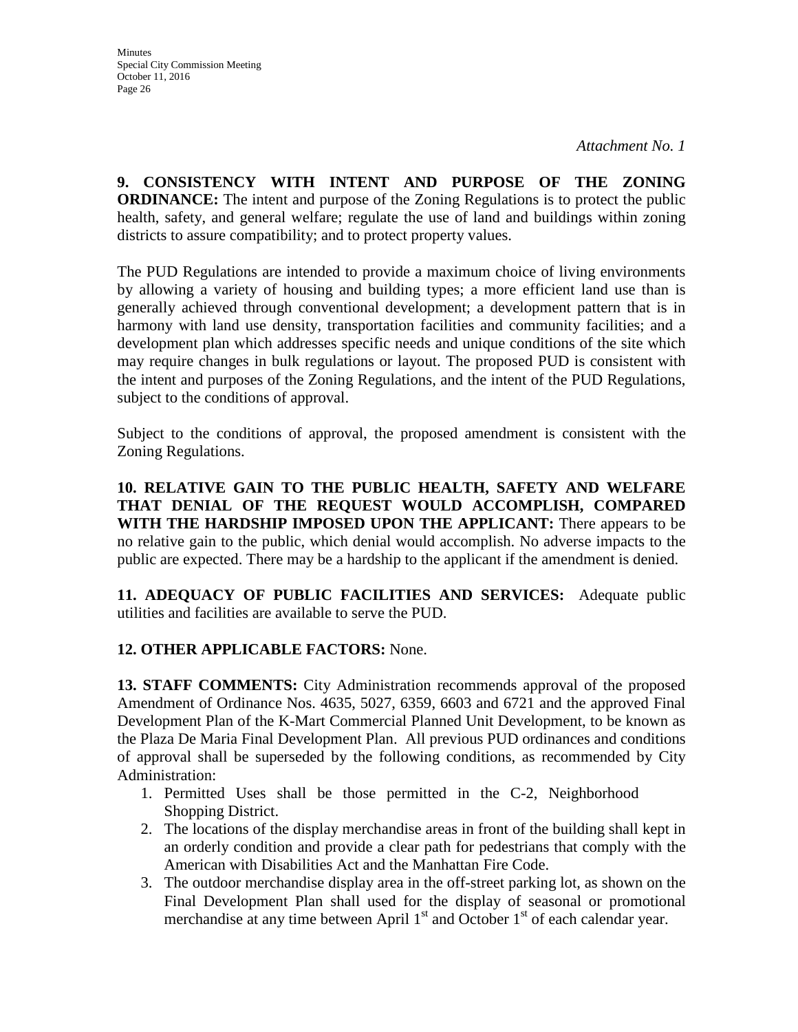*Attachment No. 1*

**9. CONSISTENCY WITH INTENT AND PURPOSE OF THE ZONING ORDINANCE:** The intent and purpose of the Zoning Regulations is to protect the public health, safety, and general welfare; regulate the use of land and buildings within zoning districts to assure compatibility; and to protect property values.

The PUD Regulations are intended to provide a maximum choice of living environments by allowing a variety of housing and building types; a more efficient land use than is generally achieved through conventional development; a development pattern that is in harmony with land use density, transportation facilities and community facilities; and a development plan which addresses specific needs and unique conditions of the site which may require changes in bulk regulations or layout. The proposed PUD is consistent with the intent and purposes of the Zoning Regulations, and the intent of the PUD Regulations, subject to the conditions of approval.

Subject to the conditions of approval, the proposed amendment is consistent with the Zoning Regulations.

**10. RELATIVE GAIN TO THE PUBLIC HEALTH, SAFETY AND WELFARE THAT DENIAL OF THE REQUEST WOULD ACCOMPLISH, COMPARED WITH THE HARDSHIP IMPOSED UPON THE APPLICANT:** There appears to be no relative gain to the public, which denial would accomplish. No adverse impacts to the public are expected. There may be a hardship to the applicant if the amendment is denied.

**11. ADEQUACY OF PUBLIC FACILITIES AND SERVICES:** Adequate public utilities and facilities are available to serve the PUD.

**12. OTHER APPLICABLE FACTORS:** None.

**13. STAFF COMMENTS:** City Administration recommends approval of the proposed Amendment of Ordinance Nos. 4635, 5027, 6359, 6603 and 6721 and the approved Final Development Plan of the K-Mart Commercial Planned Unit Development, to be known as the Plaza De Maria Final Development Plan. All previous PUD ordinances and conditions of approval shall be superseded by the following conditions, as recommended by City Administration:

1. Permitted Uses shall be those permitted in the C-2, Neighborhood Shopping District.
2. The locations of the display merchandise areas in front of the building shall kept in an orderly condition and provide a clear path for pedestrians that comply with the American with Disabilities Act and the Manhattan Fire Code.
3. The outdoor merchandise display area in the off-street parking lot, as shown on the Final Development Plan shall used for the display of seasonal or promotional merchandise at any time between April 1st and October 1st of each calendar year.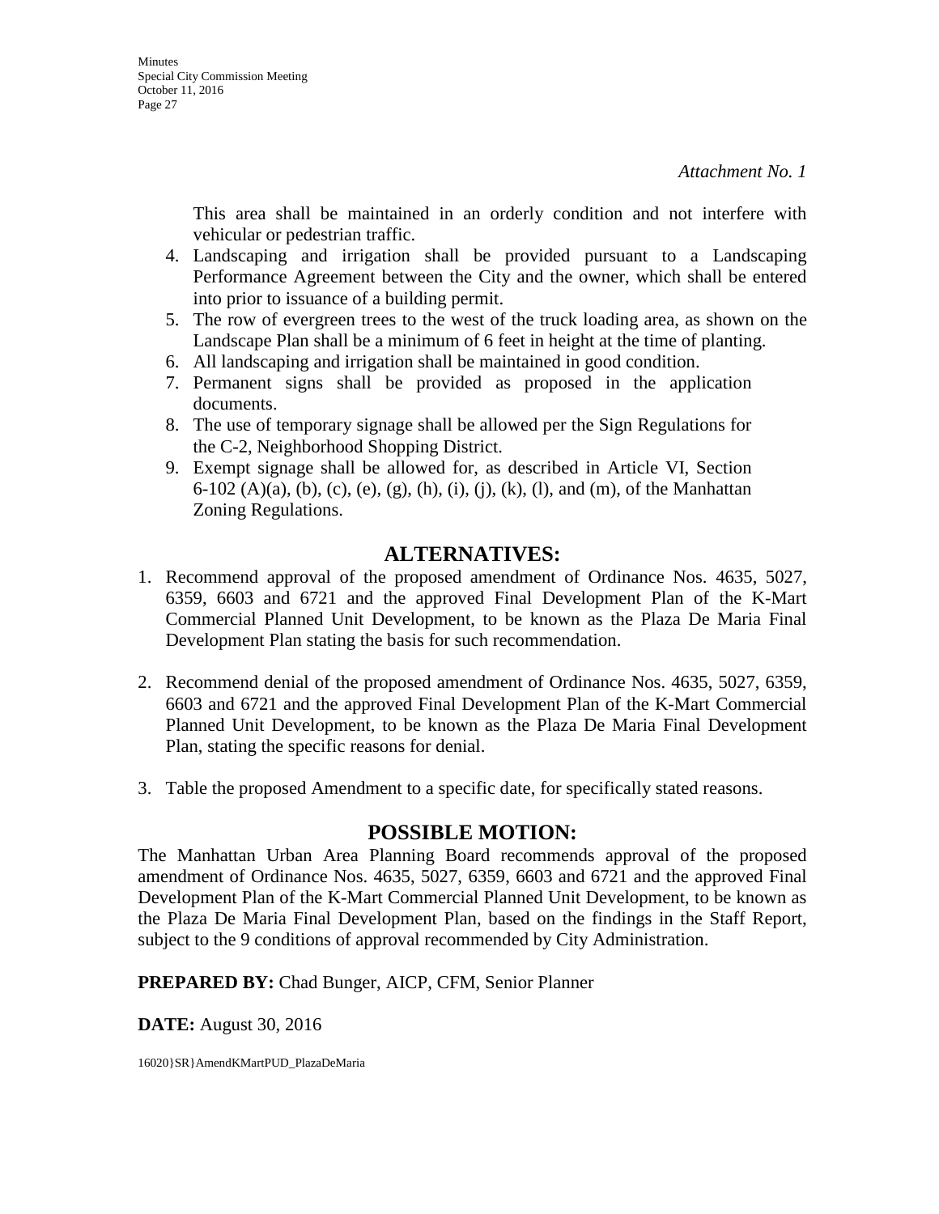*Attachment No. 1*

This area shall be maintained in an orderly condition and not interfere with vehicular or pedestrian traffic.

4. Landscaping and irrigation shall be provided pursuant to a Landscaping Performance Agreement between the City and the owner, which shall be entered into prior to issuance of a building permit.
5. The row of evergreen trees to the west of the truck loading area, as shown on the Landscape Plan shall be a minimum of 6 feet in height at the time of planting.
6. All landscaping and irrigation shall be maintained in good condition.
7. Permanent signs shall be provided as proposed in the application documents.
8. The use of temporary signage shall be allowed per the Sign Regulations for the C-2, Neighborhood Shopping District.
9. Exempt signage shall be allowed for, as described in Article VI, Section 6-102 (A)(a), (b), (c), (e), (g), (h), (i), (j), (k), (l), and (m), of the Manhattan Zoning Regulations.

## ALTERNATIVES:

1. Recommend approval of the proposed amendment of Ordinance Nos. 4635, 5027, 6359, 6603 and 6721 and the approved Final Development Plan of the K-Mart Commercial Planned Unit Development, to be known as the Plaza De Maria Final Development Plan stating the basis for such recommendation.

2. Recommend denial of the proposed amendment of Ordinance Nos. 4635, 5027, 6359, 6603 and 6721 and the approved Final Development Plan of the K-Mart Commercial Planned Unit Development, to be known as the Plaza De Maria Final Development Plan, stating the specific reasons for denial.

3. Table the proposed Amendment to a specific date, for specifically stated reasons.

## POSSIBLE MOTION:

The Manhattan Urban Area Planning Board recommends approval of the proposed amendment of Ordinance Nos. 4635, 5027, 6359, 6603 and 6721 and the approved Final Development Plan of the K-Mart Commercial Planned Unit Development, to be known as the Plaza De Maria Final Development Plan, based on the findings in the Staff Report, subject to the 9 conditions of approval recommended by City Administration.

**PREPARED BY:** Chad Bunger, AICP, CFM, Senior Planner

**DATE:** August 30, 2016

16020}SR}AmendKMartPUD_PlazaDeMaria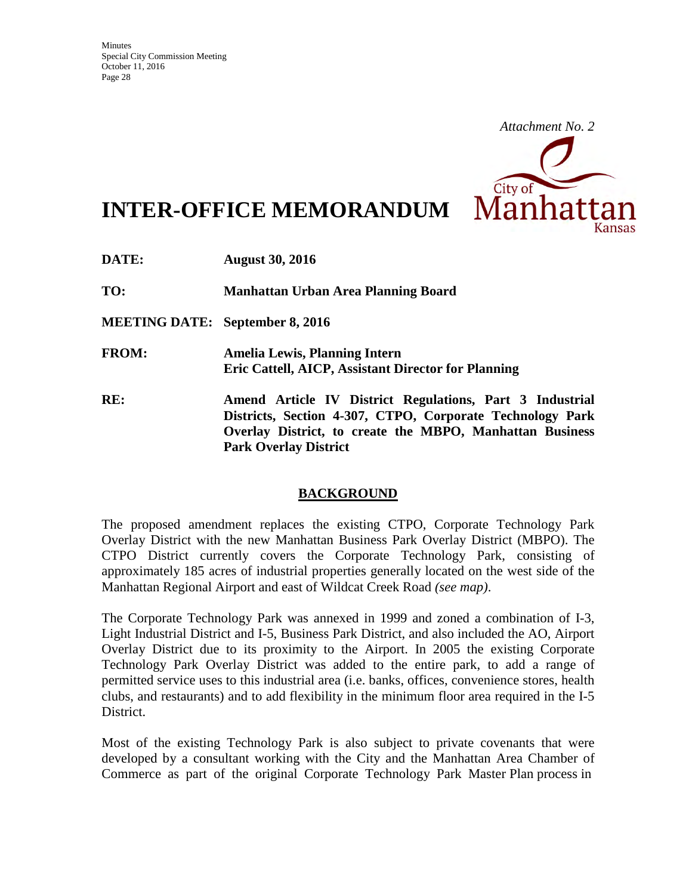*Attachment No. 2*

# INTER-OFFICE MEMORANDUM

**DATE:** **August 30, 2016**

**TO:** **Manhattan Urban Area Planning Board**

**MEETING DATE:** **September 8, 2016**

**FROM:** **Amelia Lewis, Planning Intern**
**Eric Cattell, AICP, Assistant Director for Planning**

**RE:** **Amend Article IV District Regulations, Part 3 Industrial Districts, Section 4-307, CTPO, Corporate Technology Park Overlay District, to create the MBPO, Manhattan Business Park Overlay District**

## BACKGROUND

The proposed amendment replaces the existing CTPO, Corporate Technology Park Overlay District with the new Manhattan Business Park Overlay District (MBPO). The CTPO District currently covers the Corporate Technology Park, consisting of approximately 185 acres of industrial properties generally located on the west side of the Manhattan Regional Airport and east of Wildcat Creek Road *(see map)*.

The Corporate Technology Park was annexed in 1999 and zoned a combination of I-3, Light Industrial District and I-5, Business Park District, and also included the AO, Airport Overlay District due to its proximity to the Airport. In 2005 the existing Corporate Technology Park Overlay District was added to the entire park, to add a range of permitted service uses to this industrial area (i.e. banks, offices, convenience stores, health clubs, and restaurants) and to add flexibility in the minimum floor area required in the I-5 District.

Most of the existing Technology Park is also subject to private covenants that were developed by a consultant working with the City and the Manhattan Area Chamber of Commerce as part of the original Corporate Technology Park Master Plan process in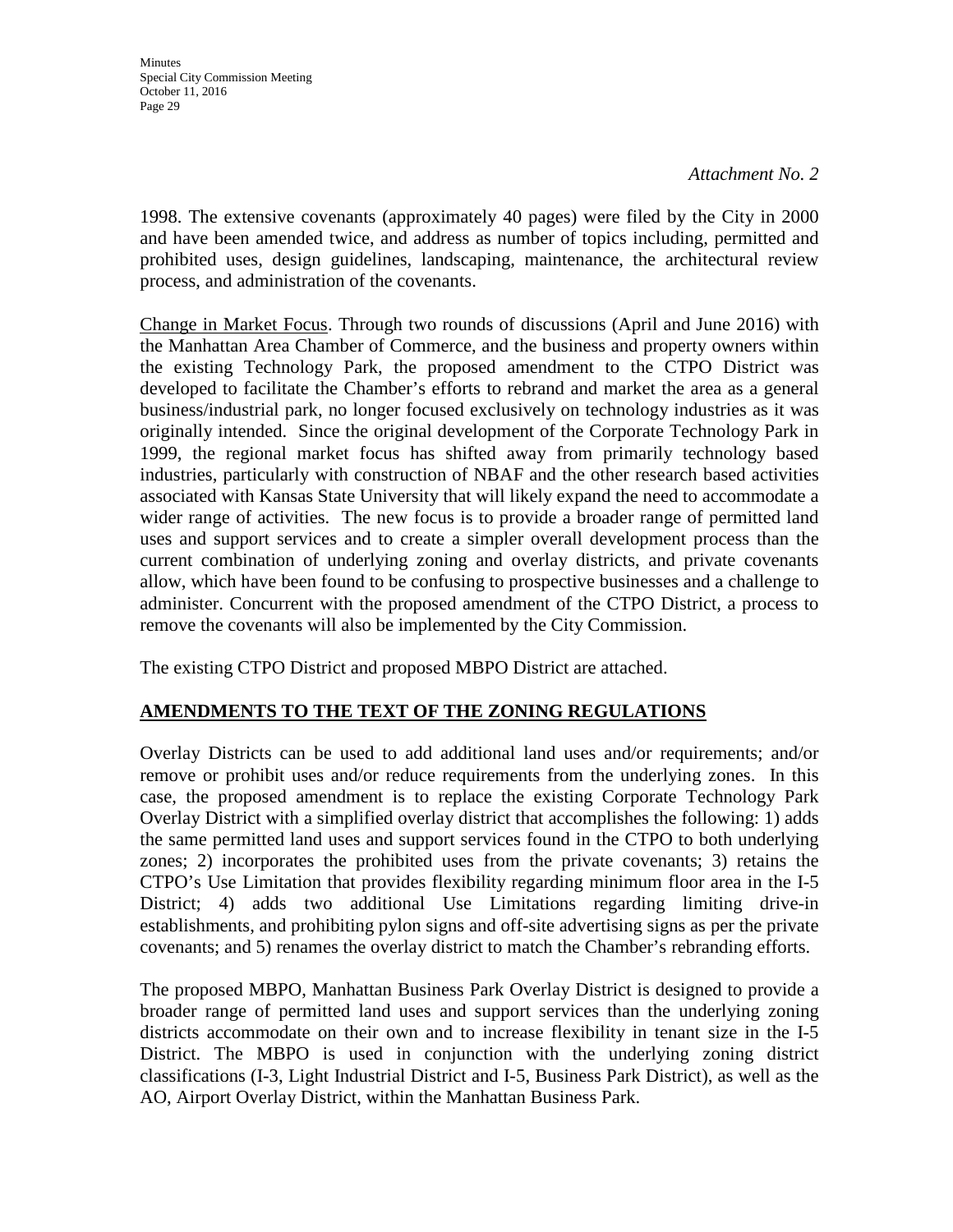*Attachment No. 2*

1998. The extensive covenants (approximately 40 pages) were filed by the City in 2000 and have been amended twice, and address as number of topics including, permitted and prohibited uses, design guidelines, landscaping, maintenance, the architectural review process, and administration of the covenants.

Change in Market Focus. Through two rounds of discussions (April and June 2016) with the Manhattan Area Chamber of Commerce, and the business and property owners within the existing Technology Park, the proposed amendment to the CTPO District was developed to facilitate the Chamber's efforts to rebrand and market the area as a general business/industrial park, no longer focused exclusively on technology industries as it was originally intended. Since the original development of the Corporate Technology Park in 1999, the regional market focus has shifted away from primarily technology based industries, particularly with construction of NBAF and the other research based activities associated with Kansas State University that will likely expand the need to accommodate a wider range of activities. The new focus is to provide a broader range of permitted land uses and support services and to create a simpler overall development process than the current combination of underlying zoning and overlay districts, and private covenants allow, which have been found to be confusing to prospective businesses and a challenge to administer. Concurrent with the proposed amendment of the CTPO District, a process to remove the covenants will also be implemented by the City Commission.

The existing CTPO District and proposed MBPO District are attached.

**AMENDMENTS TO THE TEXT OF THE ZONING REGULATIONS**

Overlay Districts can be used to add additional land uses and/or requirements; and/or remove or prohibit uses and/or reduce requirements from the underlying zones. In this case, the proposed amendment is to replace the existing Corporate Technology Park Overlay District with a simplified overlay district that accomplishes the following: 1) adds the same permitted land uses and support services found in the CTPO to both underlying zones; 2) incorporates the prohibited uses from the private covenants; 3) retains the CTPO's Use Limitation that provides flexibility regarding minimum floor area in the I-5 District; 4) adds two additional Use Limitations regarding limiting drive-in establishments, and prohibiting pylon signs and off-site advertising signs as per the private covenants; and 5) renames the overlay district to match the Chamber's rebranding efforts.

The proposed MBPO, Manhattan Business Park Overlay District is designed to provide a broader range of permitted land uses and support services than the underlying zoning districts accommodate on their own and to increase flexibility in tenant size in the I-5 District. The MBPO is used in conjunction with the underlying zoning district classifications (I-3, Light Industrial District and I-5, Business Park District), as well as the AO, Airport Overlay District, within the Manhattan Business Park.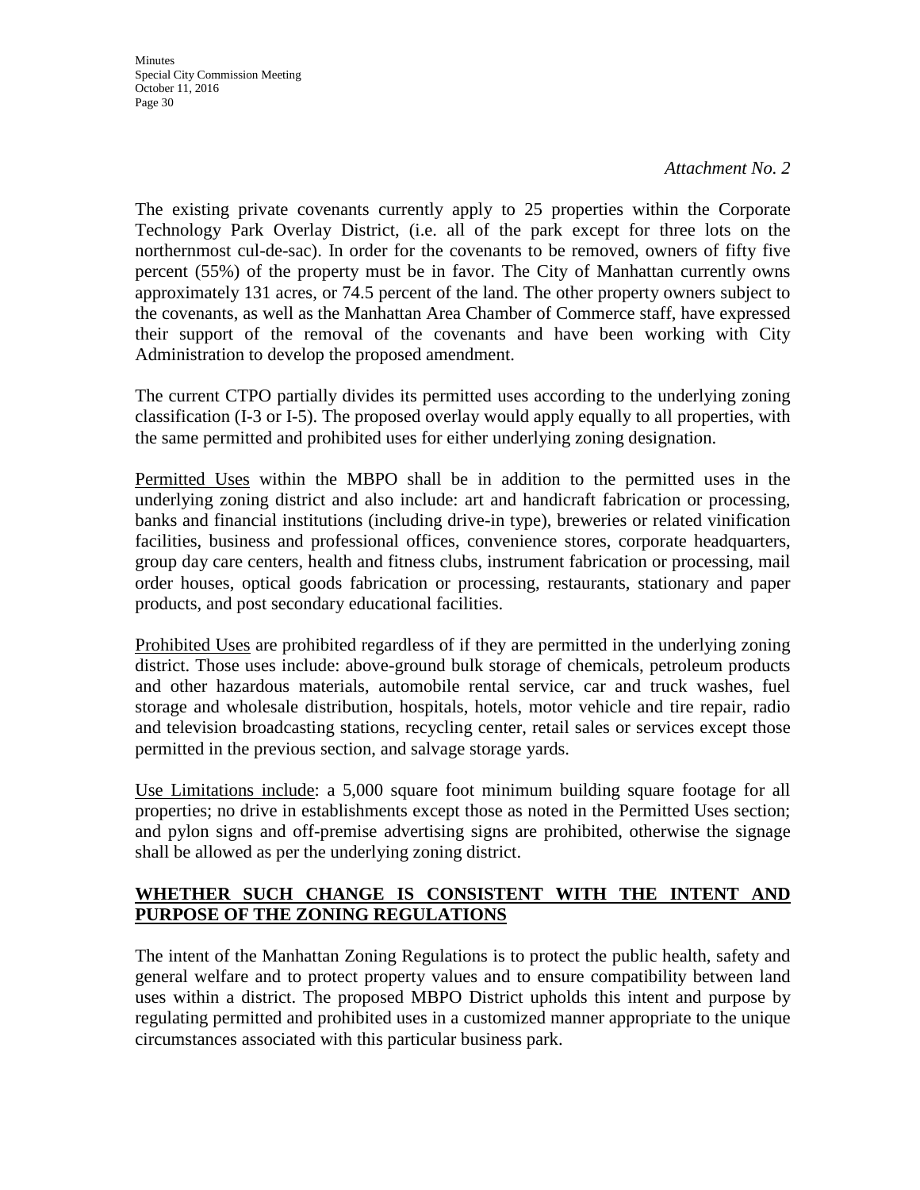*Attachment No. 2*

The existing private covenants currently apply to 25 properties within the Corporate Technology Park Overlay District, (i.e. all of the park except for three lots on the northernmost cul-de-sac). In order for the covenants to be removed, owners of fifty five percent (55%) of the property must be in favor. The City of Manhattan currently owns approximately 131 acres, or 74.5 percent of the land. The other property owners subject to the covenants, as well as the Manhattan Area Chamber of Commerce staff, have expressed their support of the removal of the covenants and have been working with City Administration to develop the proposed amendment.

The current CTPO partially divides its permitted uses according to the underlying zoning classification (I-3 or I-5). The proposed overlay would apply equally to all properties, with the same permitted and prohibited uses for either underlying zoning designation.

<u>Permitted Uses</u> within the MBPO shall be in addition to the permitted uses in the underlying zoning district and also include: art and handicraft fabrication or processing, banks and financial institutions (including drive-in type), breweries or related vinification facilities, business and professional offices, convenience stores, corporate headquarters, group day care centers, health and fitness clubs, instrument fabrication or processing, mail order houses, optical goods fabrication or processing, restaurants, stationary and paper products, and post secondary educational facilities.

<u>Prohibited Uses</u> are prohibited regardless of if they are permitted in the underlying zoning district. Those uses include: above-ground bulk storage of chemicals, petroleum products and other hazardous materials, automobile rental service, car and truck washes, fuel storage and wholesale distribution, hospitals, hotels, motor vehicle and tire repair, radio and television broadcasting stations, recycling center, retail sales or services except those permitted in the previous section, and salvage storage yards.

<u>Use Limitations include</u>: a 5,000 square foot minimum building square footage for all properties; no drive in establishments except those as noted in the Permitted Uses section; and pylon signs and off-premise advertising signs are prohibited, otherwise the signage shall be allowed as per the underlying zoning district.

## <u>WHETHER SUCH CHANGE IS CONSISTENT WITH THE INTENT AND PURPOSE OF THE ZONING REGULATIONS</u>

The intent of the Manhattan Zoning Regulations is to protect the public health, safety and general welfare and to protect property values and to ensure compatibility between land uses within a district. The proposed MBPO District upholds this intent and purpose by regulating permitted and prohibited uses in a customized manner appropriate to the unique circumstances associated with this particular business park.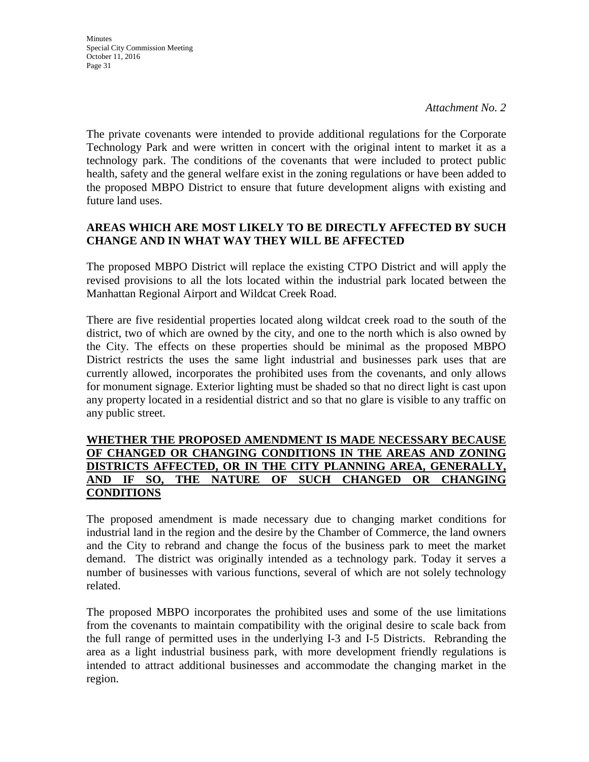*Attachment No. 2*

The private covenants were intended to provide additional regulations for the Corporate Technology Park and were written in concert with the original intent to market it as a technology park. The conditions of the covenants that were included to protect public health, safety and the general welfare exist in the zoning regulations or have been added to the proposed MBPO District to ensure that future development aligns with existing and future land uses.

**AREAS WHICH ARE MOST LIKELY TO BE DIRECTLY AFFECTED BY SUCH CHANGE AND IN WHAT WAY THEY WILL BE AFFECTED**

The proposed MBPO District will replace the existing CTPO District and will apply the revised provisions to all the lots located within the industrial park located between the Manhattan Regional Airport and Wildcat Creek Road.

There are five residential properties located along wildcat creek road to the south of the district, two of which are owned by the city, and one to the north which is also owned by the City. The effects on these properties should be minimal as the proposed MBPO District restricts the uses the same light industrial and businesses park uses that are currently allowed, incorporates the prohibited uses from the covenants, and only allows for monument signage. Exterior lighting must be shaded so that no direct light is cast upon any property located in a residential district and so that no glare is visible to any traffic on any public street.

**WHETHER THE PROPOSED AMENDMENT IS MADE NECESSARY BECAUSE OF CHANGED OR CHANGING CONDITIONS IN THE AREAS AND ZONING DISTRICTS AFFECTED, OR IN THE CITY PLANNING AREA, GENERALLY, AND IF SO, THE NATURE OF SUCH CHANGED OR CHANGING CONDITIONS**

The proposed amendment is made necessary due to changing market conditions for industrial land in the region and the desire by the Chamber of Commerce, the land owners and the City to rebrand and change the focus of the business park to meet the market demand. The district was originally intended as a technology park. Today it serves a number of businesses with various functions, several of which are not solely technology related.

The proposed MBPO incorporates the prohibited uses and some of the use limitations from the covenants to maintain compatibility with the original desire to scale back from the full range of permitted uses in the underlying I-3 and I-5 Districts. Rebranding the area as a light industrial business park, with more development friendly regulations is intended to attract additional businesses and accommodate the changing market in the region.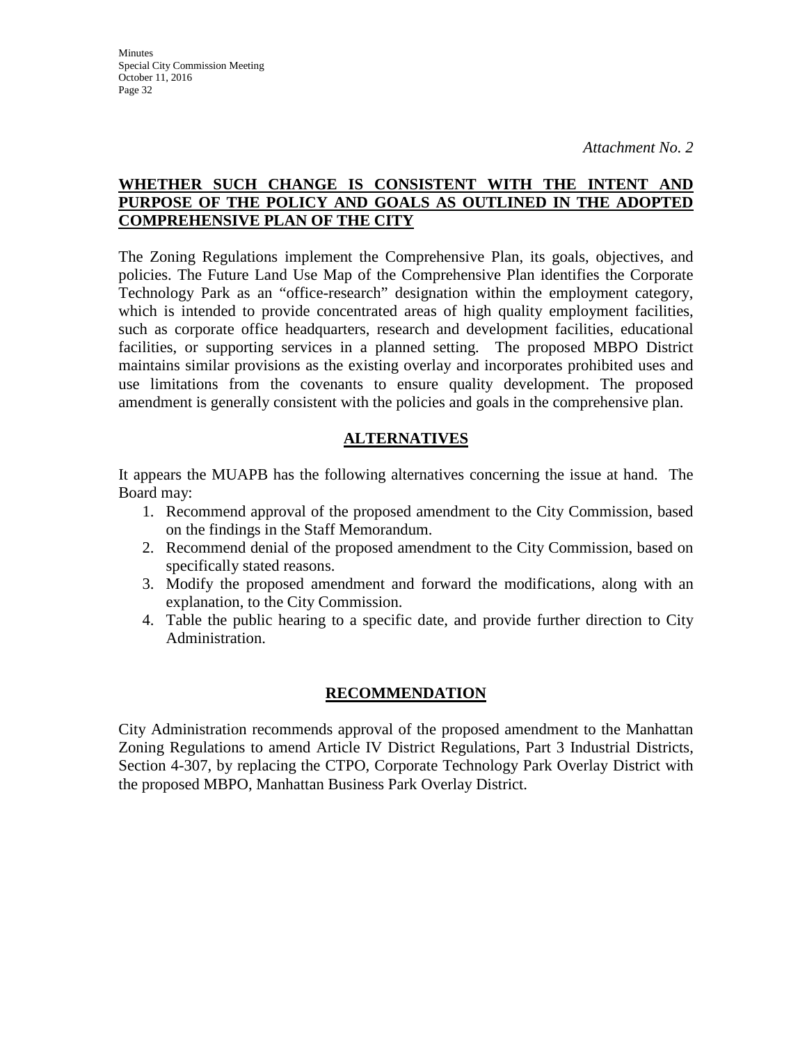*Attachment No. 2*

**WHETHER SUCH CHANGE IS CONSISTENT WITH THE INTENT AND PURPOSE OF THE POLICY AND GOALS AS OUTLINED IN THE ADOPTED COMPREHENSIVE PLAN OF THE CITY**

The Zoning Regulations implement the Comprehensive Plan, its goals, objectives, and policies. The Future Land Use Map of the Comprehensive Plan identifies the Corporate Technology Park as an "office-research" designation within the employment category, which is intended to provide concentrated areas of high quality employment facilities, such as corporate office headquarters, research and development facilities, educational facilities, or supporting services in a planned setting. The proposed MBPO District maintains similar provisions as the existing overlay and incorporates prohibited uses and use limitations from the covenants to ensure quality development. The proposed amendment is generally consistent with the policies and goals in the comprehensive plan.

## ALTERNATIVES

It appears the MUAPB has the following alternatives concerning the issue at hand. The Board may:

1. Recommend approval of the proposed amendment to the City Commission, based on the findings in the Staff Memorandum.
2. Recommend denial of the proposed amendment to the City Commission, based on specifically stated reasons.
3. Modify the proposed amendment and forward the modifications, along with an explanation, to the City Commission.
4. Table the public hearing to a specific date, and provide further direction to City Administration.

## RECOMMENDATION

City Administration recommends approval of the proposed amendment to the Manhattan Zoning Regulations to amend Article IV District Regulations, Part 3 Industrial Districts, Section 4-307, by replacing the CTPO, Corporate Technology Park Overlay District with the proposed MBPO, Manhattan Business Park Overlay District.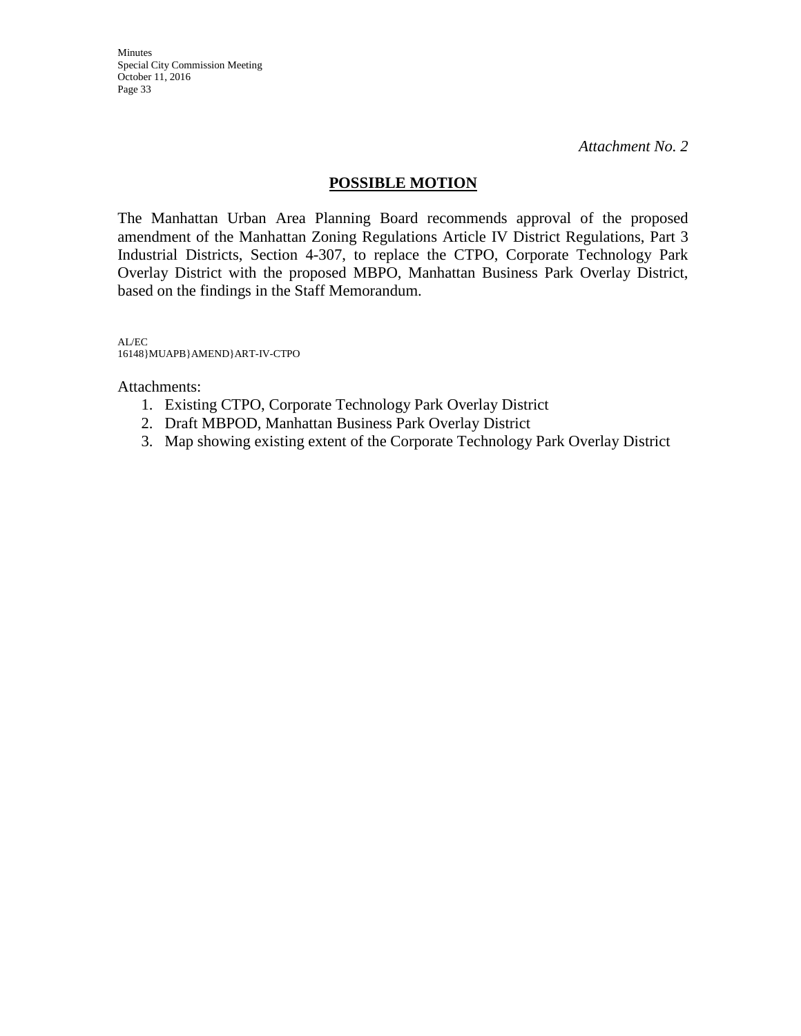*Attachment No. 2*

## POSSIBLE MOTION

The Manhattan Urban Area Planning Board recommends approval of the proposed amendment of the Manhattan Zoning Regulations Article IV District Regulations, Part 3 Industrial Districts, Section 4-307, to replace the CTPO, Corporate Technology Park Overlay District with the proposed MBPO, Manhattan Business Park Overlay District, based on the findings in the Staff Memorandum.

AL/EC
16148}MUAPB}AMEND}ART-IV-CTPO

Attachments:

1. Existing CTPO, Corporate Technology Park Overlay District
2. Draft MBPOD, Manhattan Business Park Overlay District
3. Map showing existing extent of the Corporate Technology Park Overlay District